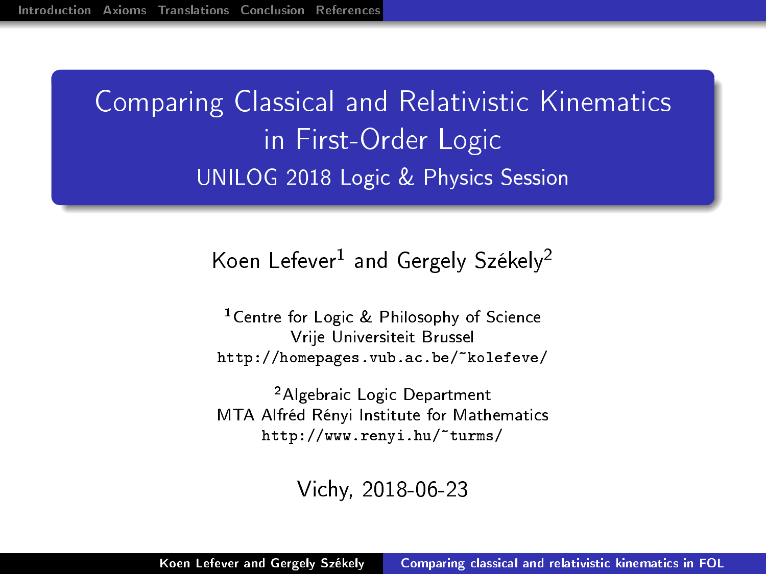# Comparing Classical and Relativistic Kinematics in First-Order Logic

## UNILOG 2018 Logic & Physics Session

Koen Lefever[1] and Gergely Székely[2]

[1] Centre for Logic & Philosophy of Science
Vrije Universiteit Brussel
http://homepages.vub.ac.be/~kolefeve/

[2] Algebraic Logic Department
MTA Alfréd Rényi Institute for Mathematics
http://www.renyi.hu/~turms/

Vichy, 2018-06-23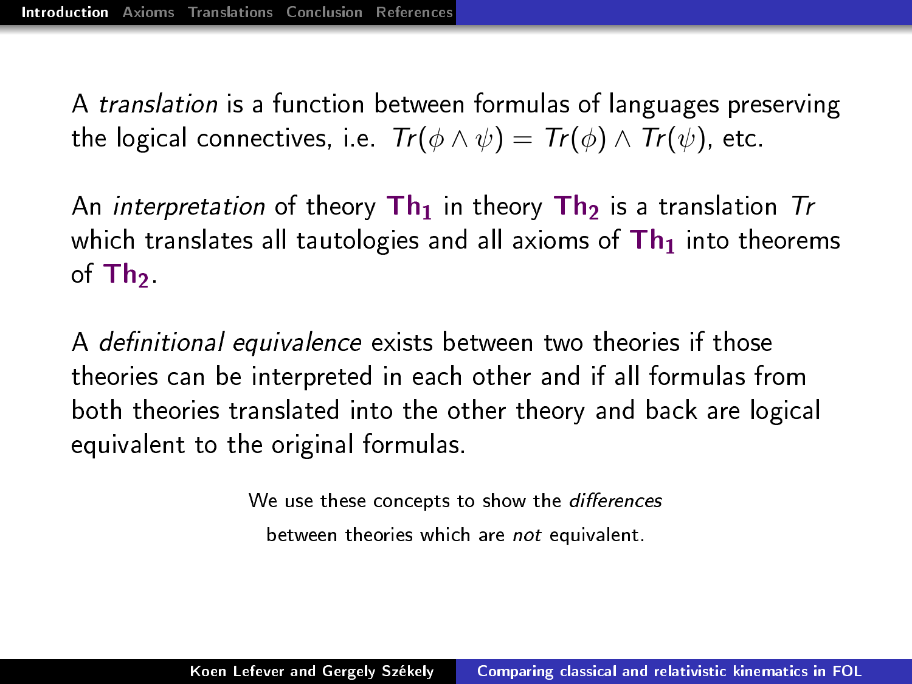A *translation* is a function between formulas of languages preserving the logical connectives, i.e. $Tr(\phi \wedge \psi) = Tr(\phi) \wedge Tr(\psi)$, etc.

An *interpretation* of theory $\mathbf{Th_1}$ in theory $\mathbf{Th_2}$ is a translation $Tr$ which translates all tautologies and all axioms of $\mathbf{Th_1}$ into theorems of $\mathbf{Th_2}$.

A *definitional equivalence* exists between two theories if those theories can be interpreted in each other and if all formulas from both theories translated into the other theory and back are logical equivalent to the original formulas.

We use these concepts to show the *differences* between theories which are *not* equivalent.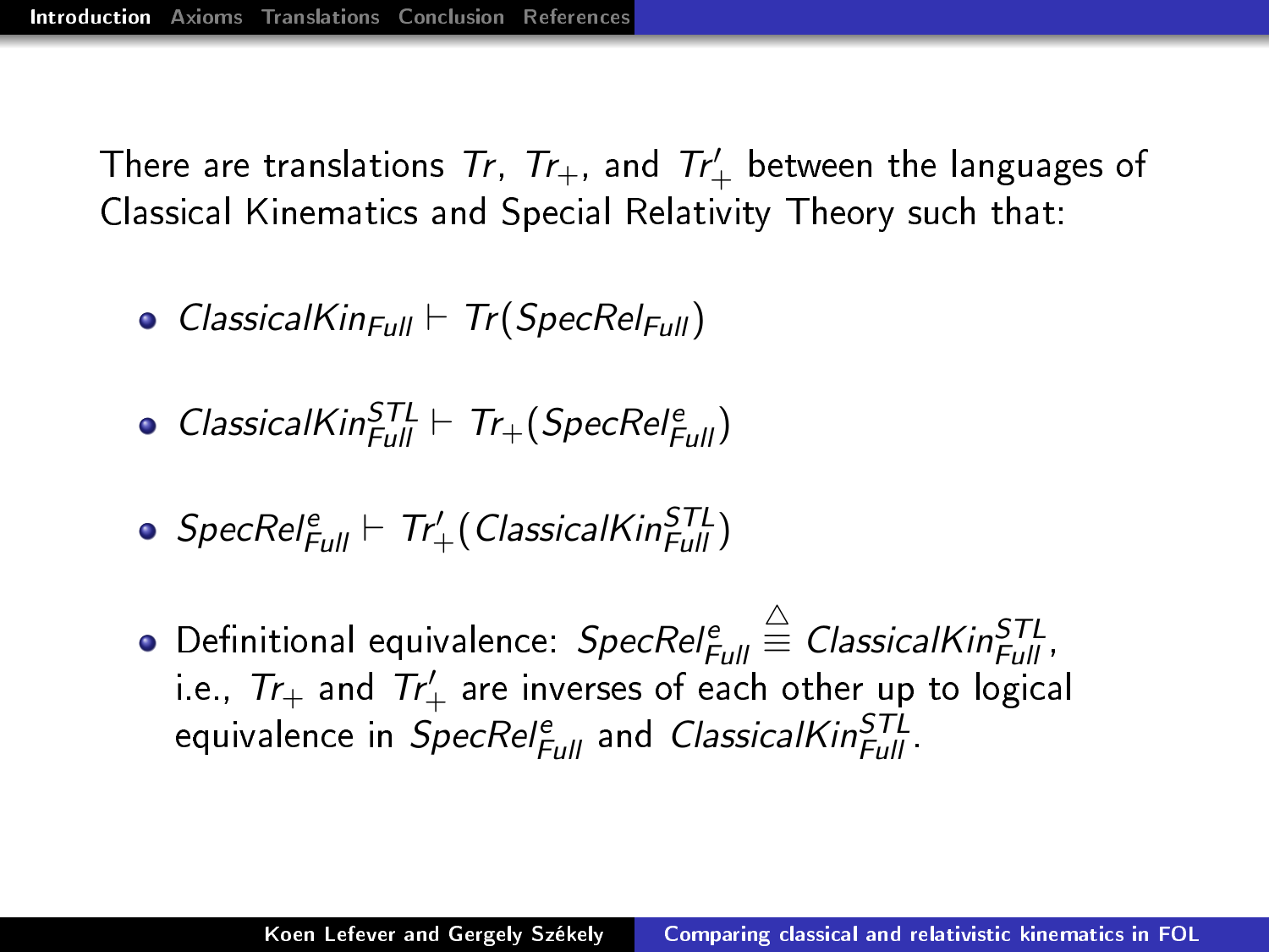There are translations $Tr$, $Tr_+$, and $Tr'_+$ between the languages of Classical Kinematics and Special Relativity Theory such that:

- $ClassicalKin_{Full} \vdash Tr(SpecRel_{Full})$
- $ClassicalKin^{STL}_{Full} \vdash Tr_+(SpecRel^{e}_{Full})$
- $SpecRel^{e}_{Full} \vdash Tr'_+(ClassicalKin^{STL}_{Full})$
- Definitional equivalence: $SpecRel^{e}_{Full} \stackrel{\triangle}{\equiv} ClassicalKin^{STL}_{Full}$, i.e., $Tr_+$ and $Tr'_+$ are inverses of each other up to logical equivalence in $SpecRel^{e}_{Full}$ and $ClassicalKin^{STL}_{Full}$.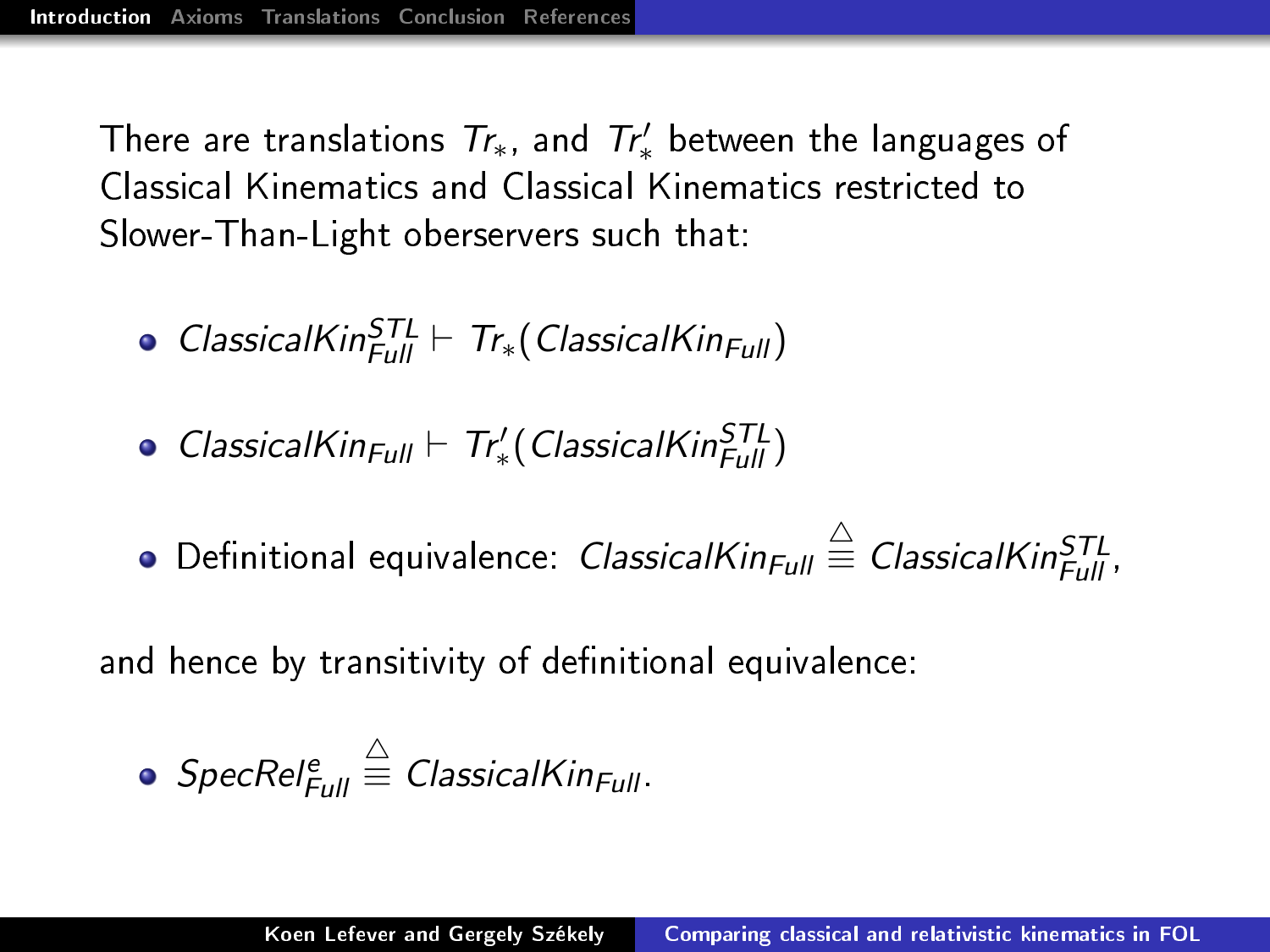There are translations $Tr_*$, and $Tr'_*$ between the languages of Classical Kinematics and Classical Kinematics restricted to Slower-Than-Light oberservers such that:

- $ClassicalKin_{Full}^{STL} \vdash Tr_*(ClassicalKin_{Full})$
- $ClassicalKin_{Full} \vdash Tr'_*(ClassicalKin_{Full}^{STL})$
- Definitional equivalence: $ClassicalKin_{Full} \overset{\triangle}{\equiv} ClassicalKin_{Full}^{STL}$,

and hence by transitivity of definitional equivalence:

- $SpecRel_{Full}^{e} \overset{\triangle}{\equiv} ClassicalKin_{Full}$.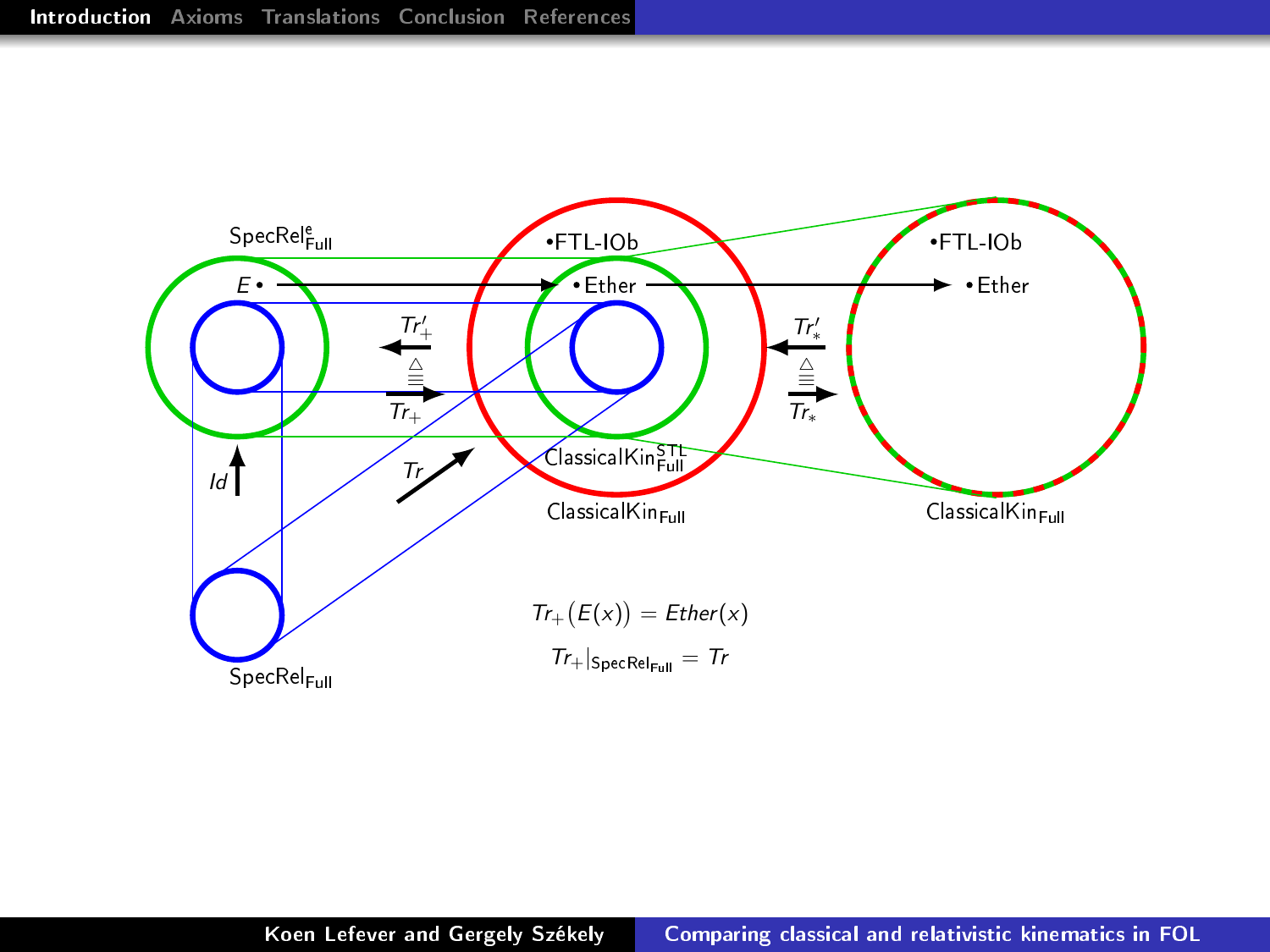SpecRel$^{e}_{\mathsf{Full}}$

$E$ •

•FTL-IOb

•Ether

•FTL-IOb

•Ether

$Tr'_+$

$\triangleq$

$Tr_+$

$Tr'_*$

$\triangleq$

$Tr_*$

$Id$

$Tr$

ClassicalKin$^{\mathsf{STL}}_{\mathsf{Full}}$

ClassicalKin$_{\mathsf{Full}}$

ClassicalKin$_{\mathsf{Full}}$

SpecRel$_{\mathsf{Full}}$

$$Tr_+\big(E(x)\big) = Ether(x)$$

$$Tr_+|_{\mathsf{SpecRel_{Full}}} = Tr$$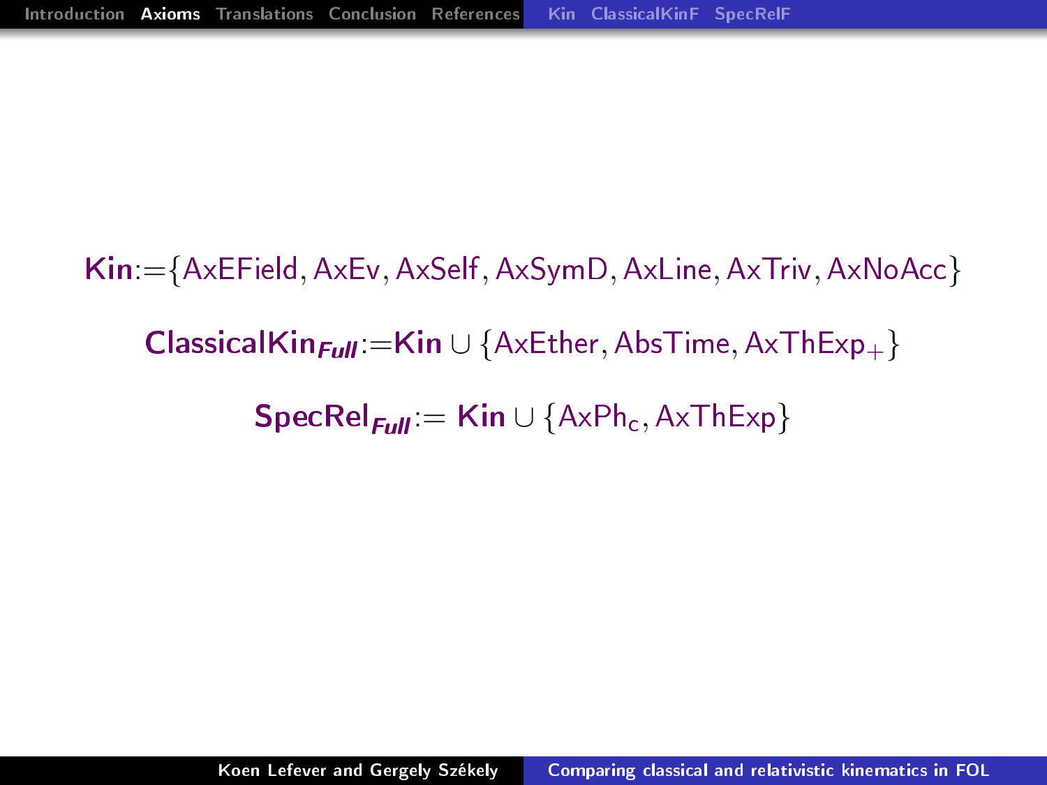$$\textbf{Kin} := \{\mathrm{AxEField}, \mathrm{AxEv}, \mathrm{AxSelf}, \mathrm{AxSymD}, \mathrm{AxLine}, \mathrm{AxTriv}, \mathrm{AxNoAcc}\}$$

$$\textbf{ClassicalKin}_{\textbf{\textit{Full}}} := \textbf{Kin} \cup \{\mathrm{AxEther}, \mathrm{AbsTime}, \mathrm{AxThExp}_{+}\}$$

$$\textbf{SpecRel}_{\textbf{\textit{Full}}} := \textbf{Kin} \cup \{\mathrm{AxPh}_{c}, \mathrm{AxThExp}\}$$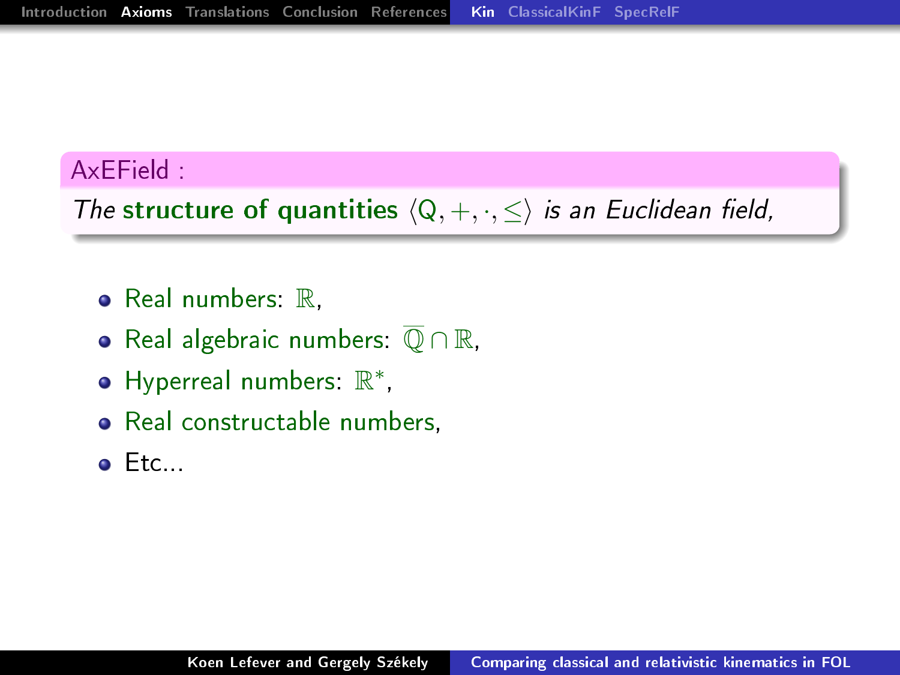**AxEField :**

*The* **structure of quantities** $\langle \mathrm{Q}, +, \cdot, \leq \rangle$ *is an Euclidean field,*

- Real numbers: $\mathbb{R}$,
- Real algebraic numbers: $\overline{\mathbb{Q}} \cap \mathbb{R}$,
- Hyperreal numbers: $\mathbb{R}^*$,
- Real constructable numbers,
- Etc...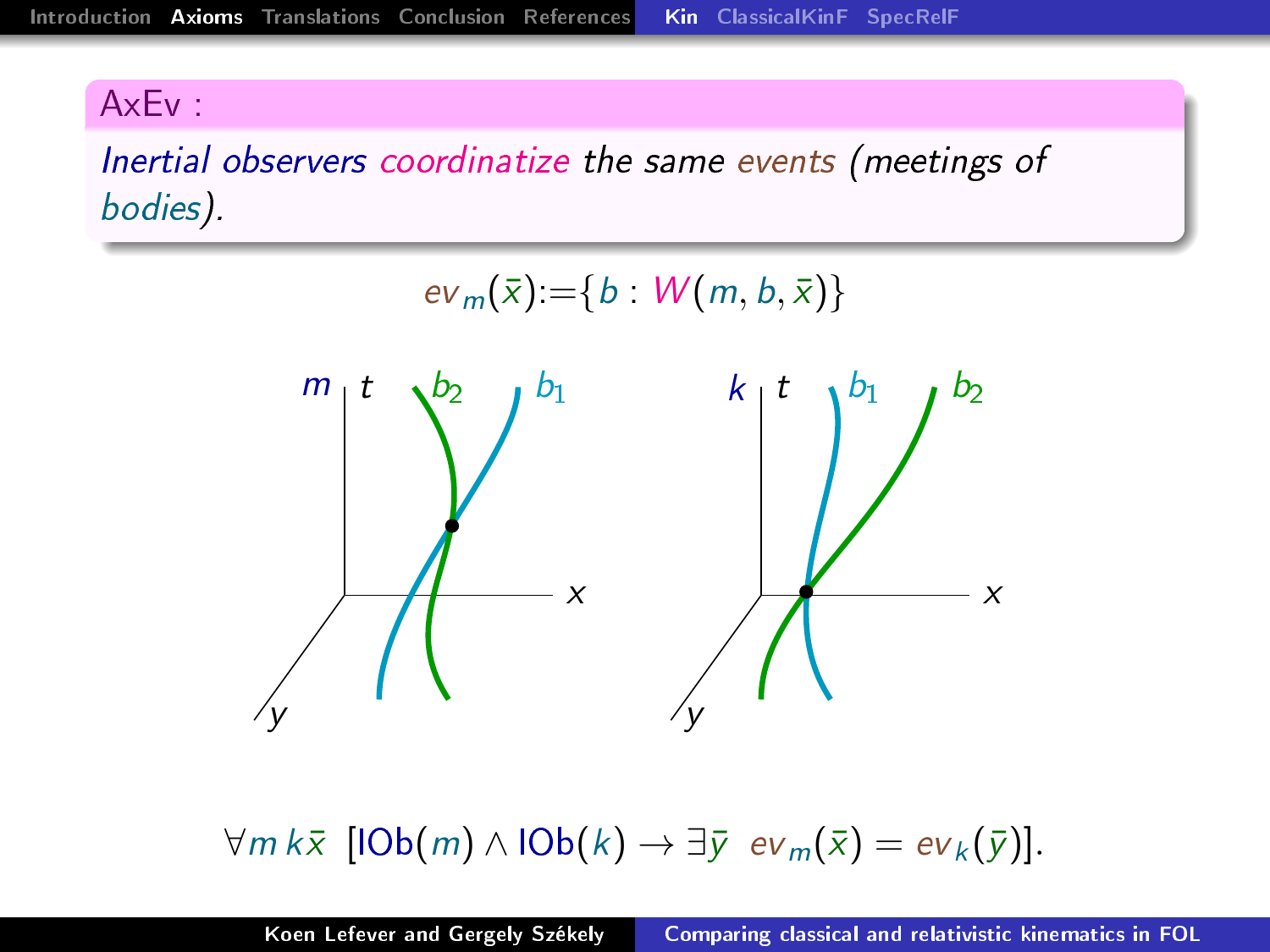## AxEv :

*Inertial observers coordinatize the same events (meetings of bodies).*

$$ev_m(\bar{x}) := \{b : W(m, b, \bar{x})\}$$

$$\forall m\, k \bar{x}\ \ [\mathsf{IOb}(m) \land \mathsf{IOb}(k) \rightarrow \exists \bar{y}\ \ ev_m(\bar{x}) = ev_k(\bar{y})].$$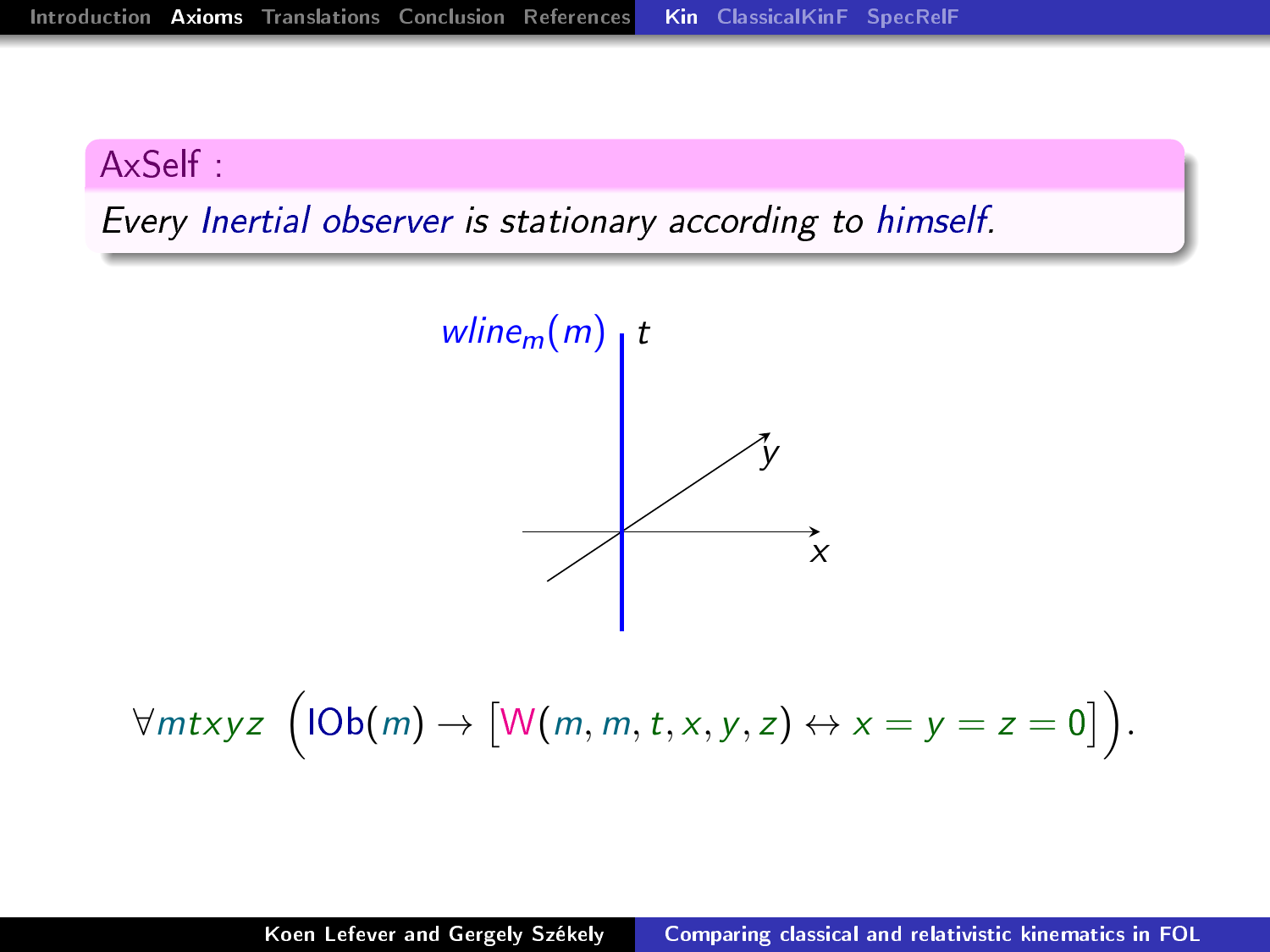**AxSelf :**

*Every Inertial observer is stationary according to himself.*

$$\forall mtxyz \ \Big(\mathsf{IOb}(m) \rightarrow \big[\mathsf{W}(m,m,t,x,y,z) \leftrightarrow x = y = z = 0\big]\Big).$$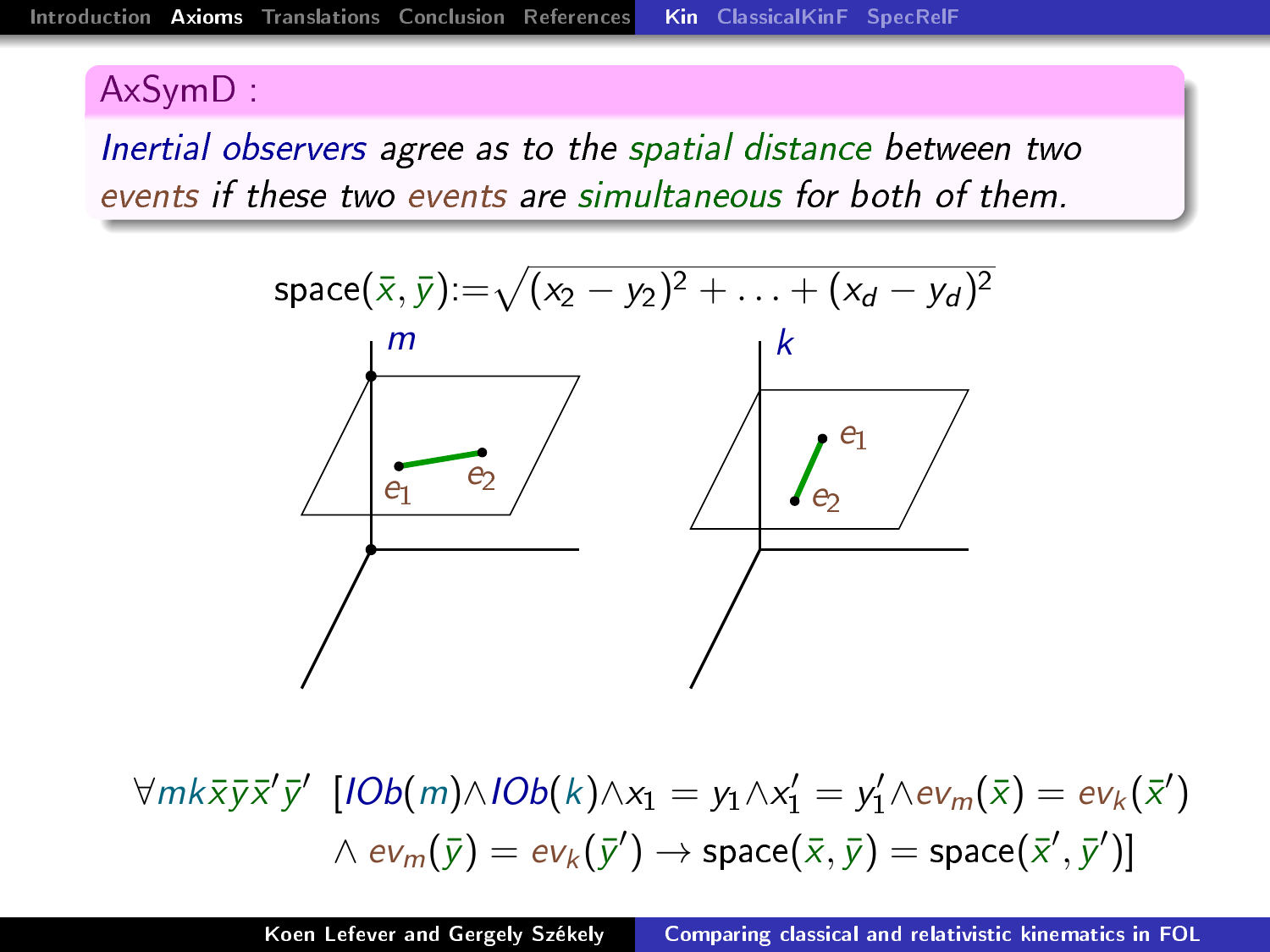## AxSymD :

*Inertial observers agree as to the spatial distance between two events if these two events are simultaneous for both of them.*

$$\mathsf{space}(\bar{x},\bar{y}) := \sqrt{(x_2-y_2)^2+\ldots+(x_d-y_d)^2}$$

$$\forall m k \bar{x}\bar{y}\bar{x}'\bar{y}' \;\; [IOb(m) \land IOb(k) \land x_1 = y_1 \land x_1' = y_1' \land ev_m(\bar{x}) = ev_k(\bar{x}') \land ev_m(\bar{y}) = ev_k(\bar{y}') \rightarrow \mathsf{space}(\bar{x},\bar{y}) = \mathsf{space}(\bar{x}',\bar{y}')]$$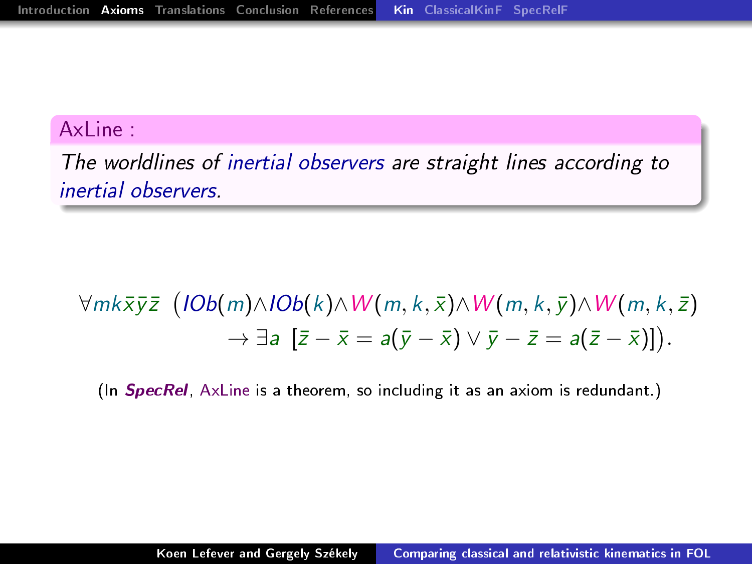**AxLine :**

*The worldlines of inertial observers are straight lines according to inertial observers.*

$$\forall m k \bar{x} \bar{y} \bar{z} \ \big(IOb(m) \wedge IOb(k) \wedge W(m,k,\bar{x}) \wedge W(m,k,\bar{y}) \wedge W(m,k,\bar{z}) \rightarrow \exists a \ [\bar{z} - \bar{x} = a(\bar{y} - \bar{x}) \vee \bar{y} - \bar{z} = a(\bar{z} - \bar{x})]\big).$$

(In ***SpecRel***, AxLine is a theorem, so including it as an axiom is redundant.)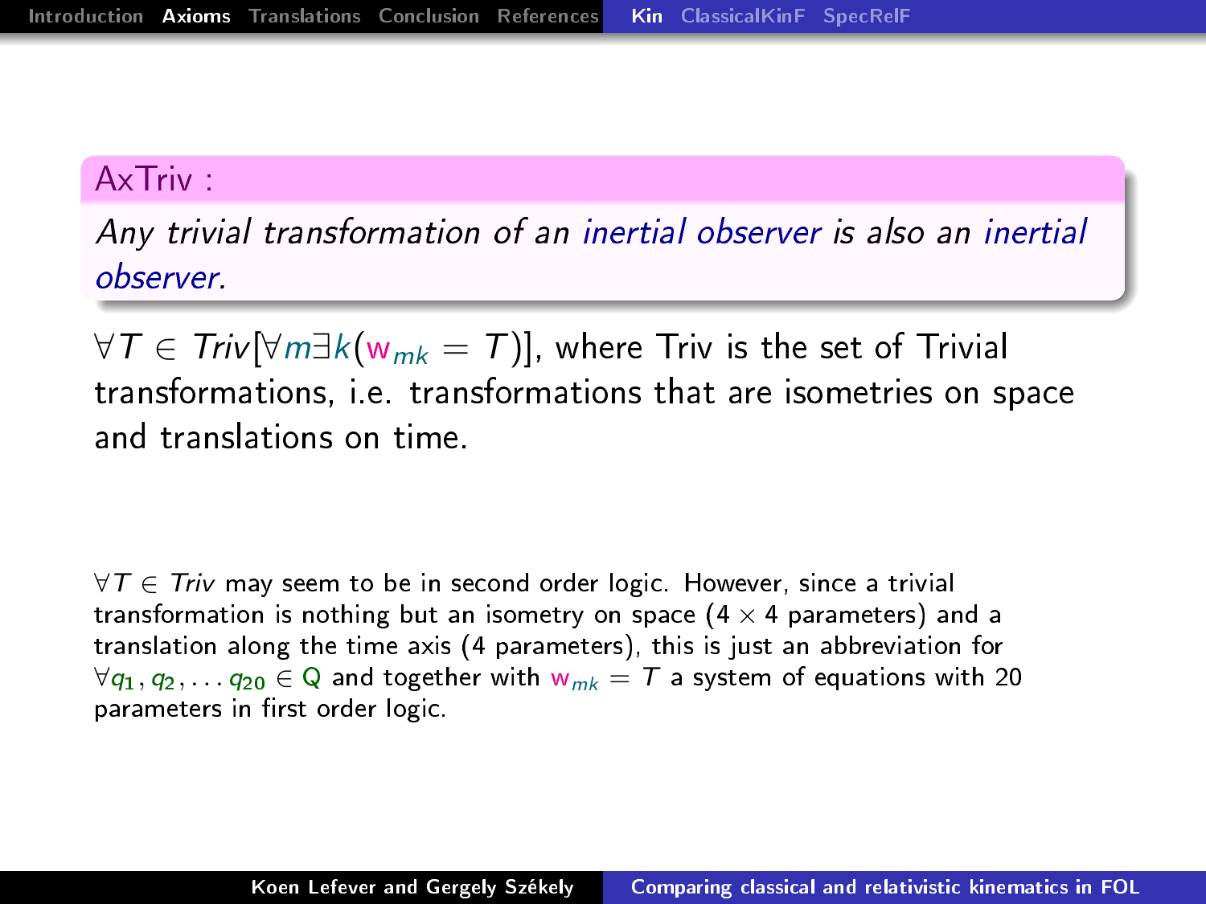**AxTriv :**

*Any trivial transformation of an inertial observer is also an inertial observer.*

$\forall T \in Triv[\forall m \exists k(\mathsf{w}_{mk} = T)]$, where Triv is the set of Trivial transformations, i.e. transformations that are isometries on space and translations on time.

$\forall T \in Triv$ may seem to be in second order logic. However, since a trivial transformation is nothing but an isometry on space ($4 \times 4$ parameters) and a translation along the time axis (4 parameters), this is just an abbreviation for $\forall q_1, q_2, \ldots q_{20} \in \mathrm{Q}$ and together with $\mathsf{w}_{mk} = T$ a system of equations with 20 parameters in first order logic.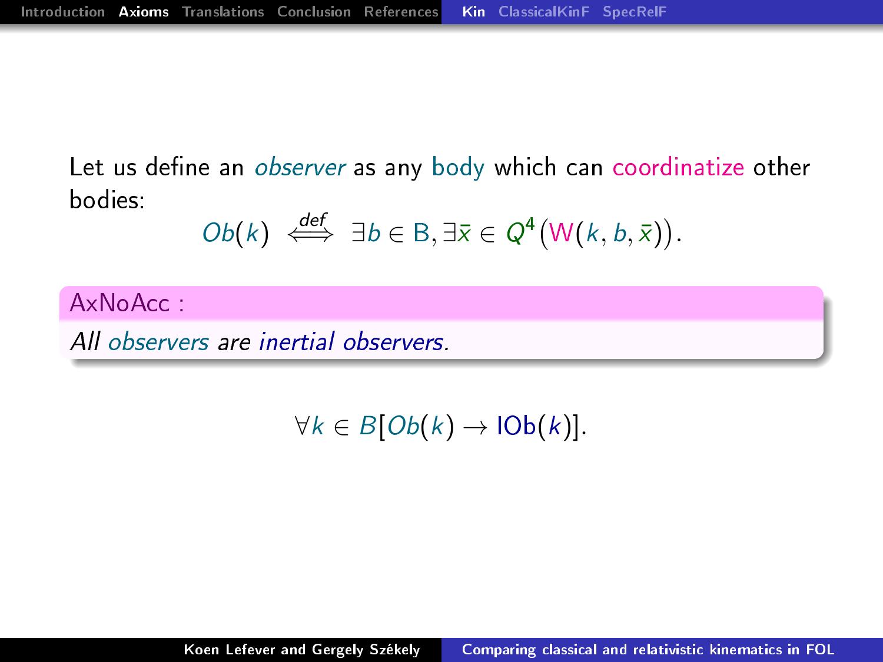Let us define an *observer* as any body which can coordinatize other bodies:

$$Ob(k) \stackrel{def}{\iff} \exists b \in \mathrm{B}, \exists \bar{x} \in Q^4 \big(\mathrm{W}(k, b, \bar{x})\big).$$

**AxNoAcc :**

*All observers are inertial observers.*

$$\forall k \in B[Ob(k) \to \mathrm{IOb}(k)].$$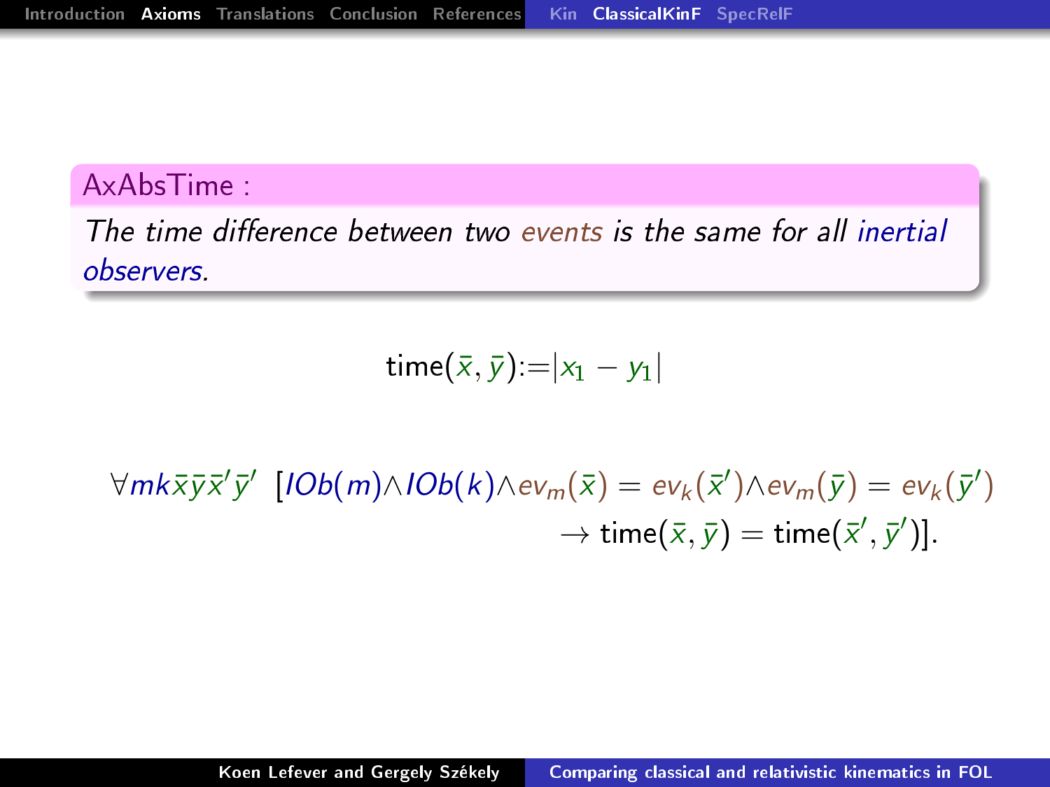**AxAbsTime :**

*The time difference between two events is the same for all inertial observers.*

$$\mathrm{time}(\bar{x},\bar{y}) := |x_1 - y_1|$$

$$\forall m k \bar{x} \bar{y} \bar{x}' \bar{y}' \;\; [IOb(m) \wedge IOb(k) \wedge ev_m(\bar{x}) = ev_k(\bar{x}') \wedge ev_m(\bar{y}) = ev_k(\bar{y}') \rightarrow \mathrm{time}(\bar{x},\bar{y}) = \mathrm{time}(\bar{x}',\bar{y}')].$$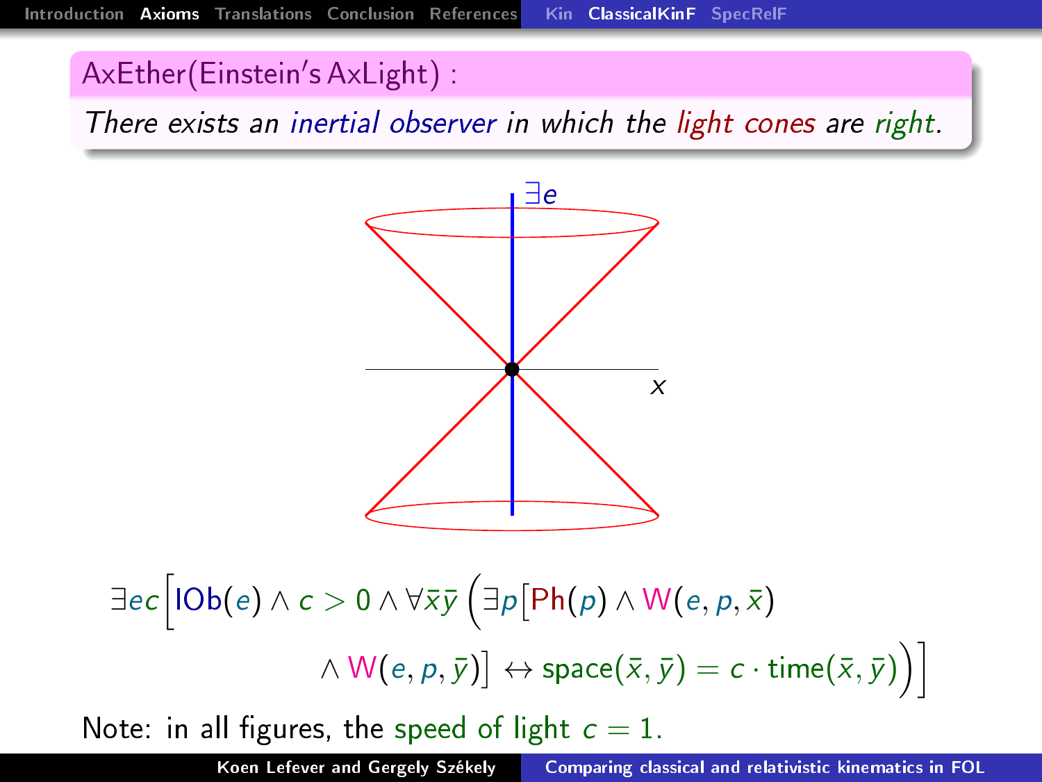## AxEther(Einstein's AxLight) :

*There exists an inertial observer in which the light cones are right.*

$\exists e$

$x$

$$\exists ec\Big[\mathsf{IOb}(e) \wedge c > 0 \wedge \forall \bar{x}\bar{y} \Big(\exists p\big[\mathsf{Ph}(p) \wedge \mathsf{W}(e,p,\bar{x}) \wedge \mathsf{W}(e,p,\bar{y})\big] \leftrightarrow \mathsf{space}(\bar{x},\bar{y}) = c \cdot \mathsf{time}(\bar{x},\bar{y})\Big)\Big]$$

Note: in all figures, the speed of light $c = 1$.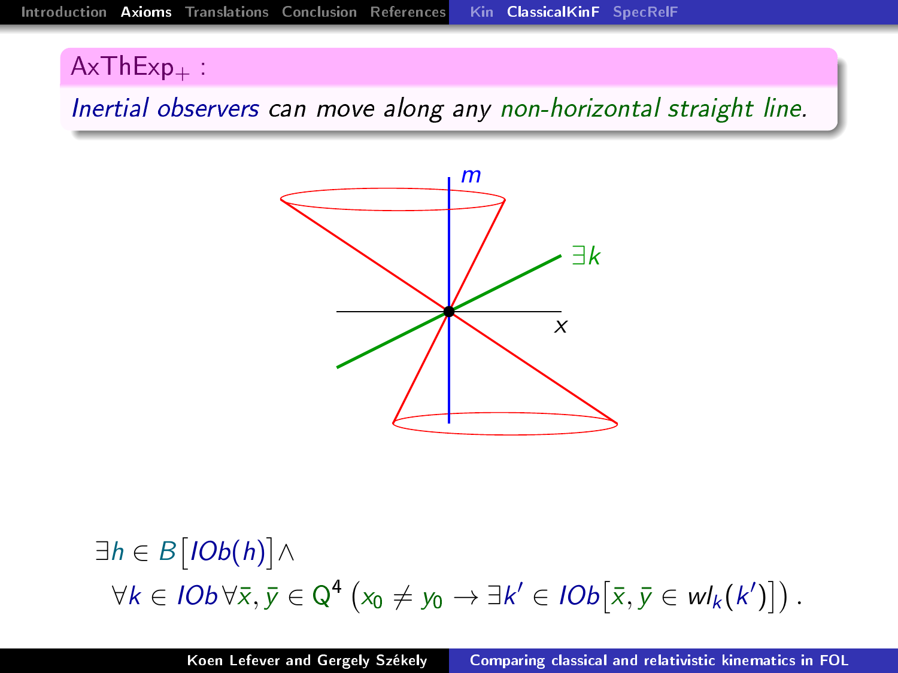## $\mathsf{AxThExp}_+$ :

*Inertial observers can move along any non-horizontal straight line.*

$$\exists h \in B\big[IOb(h)\big] \land$$
$$\forall k \in IOb\, \forall \bar{x}, \bar{y} \in \mathrm{Q}^4 \left( x_0 \neq y_0 \rightarrow \exists k' \in IOb\big[\bar{x}, \bar{y} \in wl_k(k')\big] \right).$$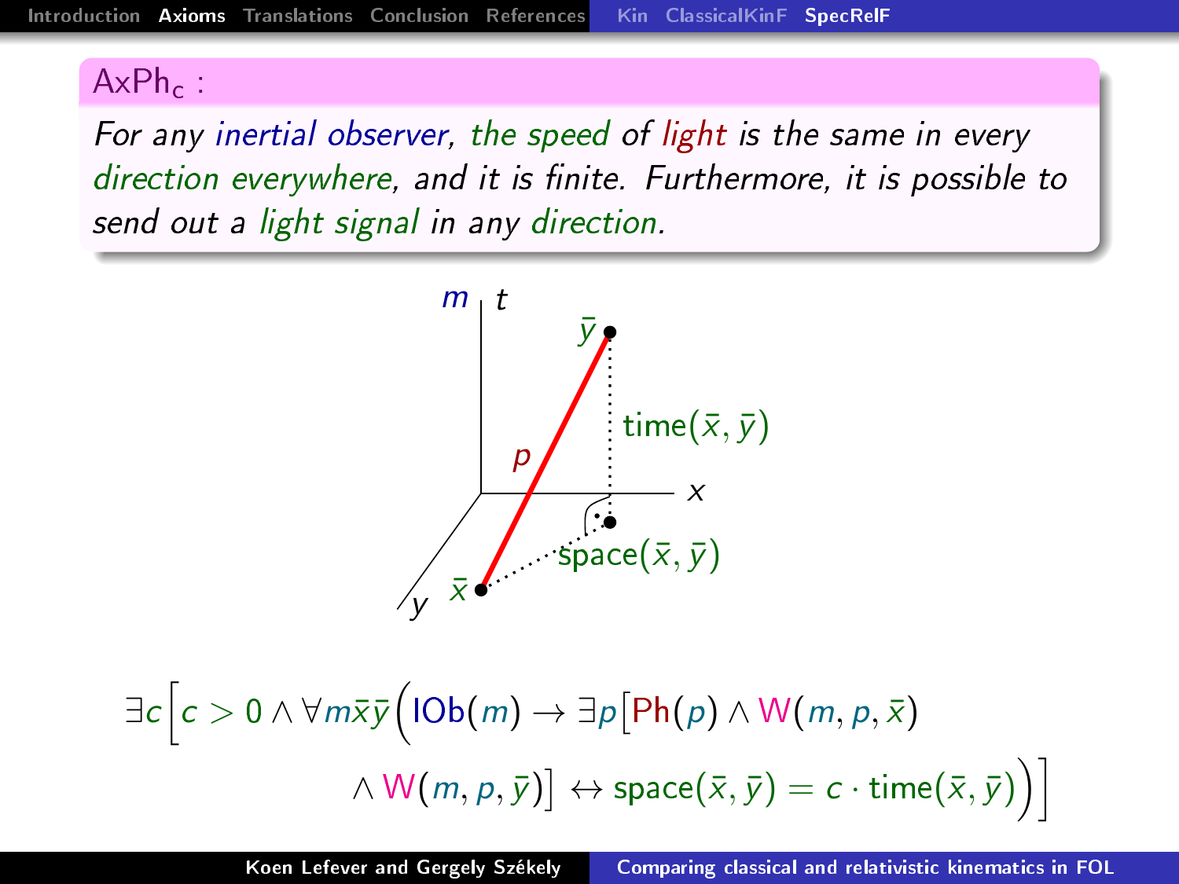## $\mathsf{AxPh_c}$ :

*For any inertial observer, the speed of light is the same in every direction everywhere, and it is finite. Furthermore, it is possible to send out a light signal in any direction.*

$$\exists c\Big[c > 0 \land \forall m\bar{x}\bar{y}\Big(\mathsf{IOb}(m) \rightarrow \exists p\big[\mathsf{Ph}(p) \land \mathsf{W}(m,p,\bar{x}) \land \mathsf{W}(m,p,\bar{y})\big] \leftrightarrow \mathsf{space}(\bar{x},\bar{y}) = c \cdot \mathsf{time}(\bar{x},\bar{y})\Big)\Big]$$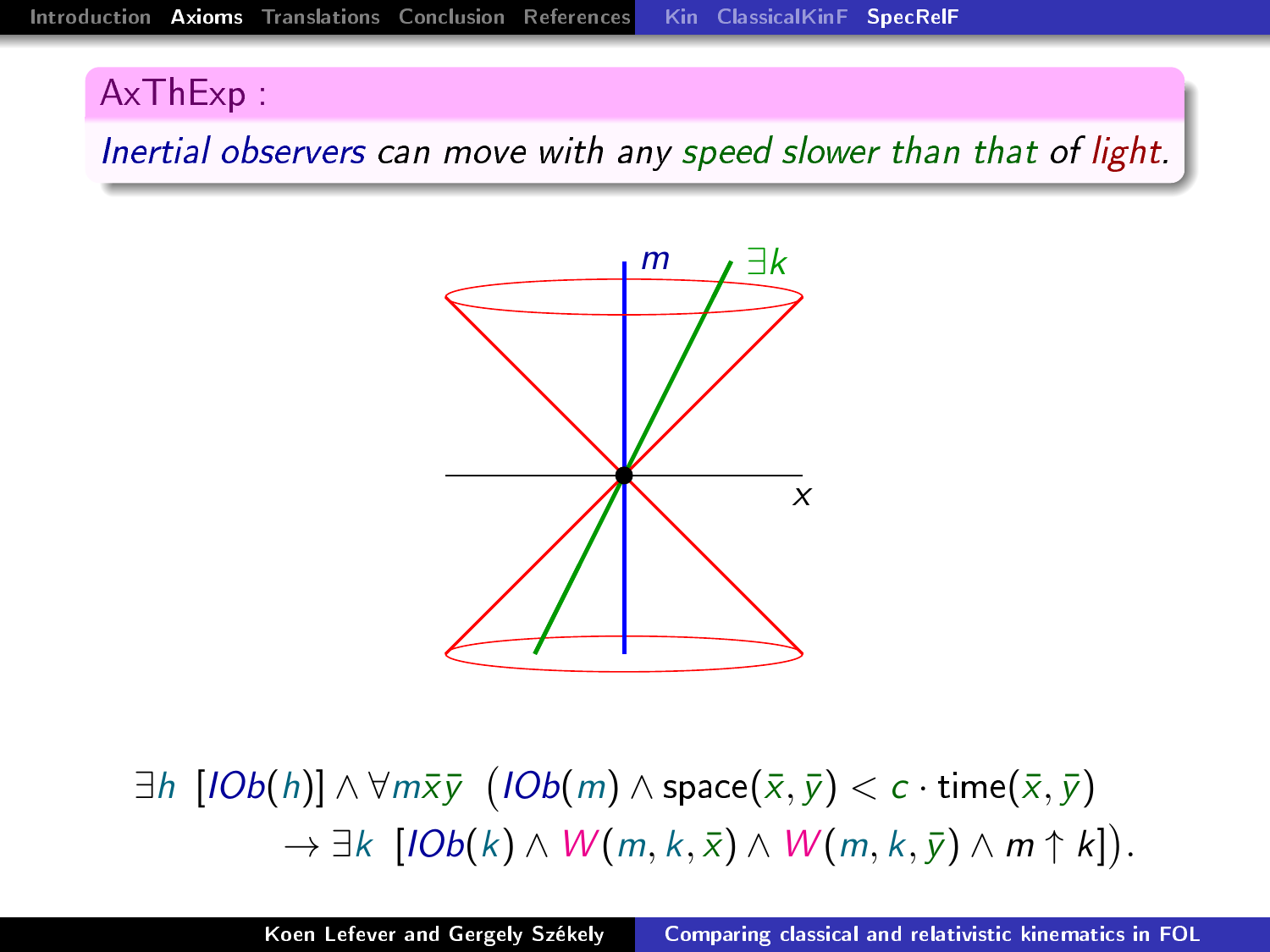## AxThExp :

*Inertial observers can move with any speed slower than that of light.*

$$\exists h \; [IOb(h)] \wedge \forall m \bar{x} \bar{y} \; \big( IOb(m) \wedge \mathrm{space}(\bar{x}, \bar{y}) < c \cdot \mathrm{time}(\bar{x}, \bar{y})$$
$$\rightarrow \exists k \; [IOb(k) \wedge W(m, k, \bar{x}) \wedge W(m, k, \bar{y}) \wedge m \uparrow k] \big).$$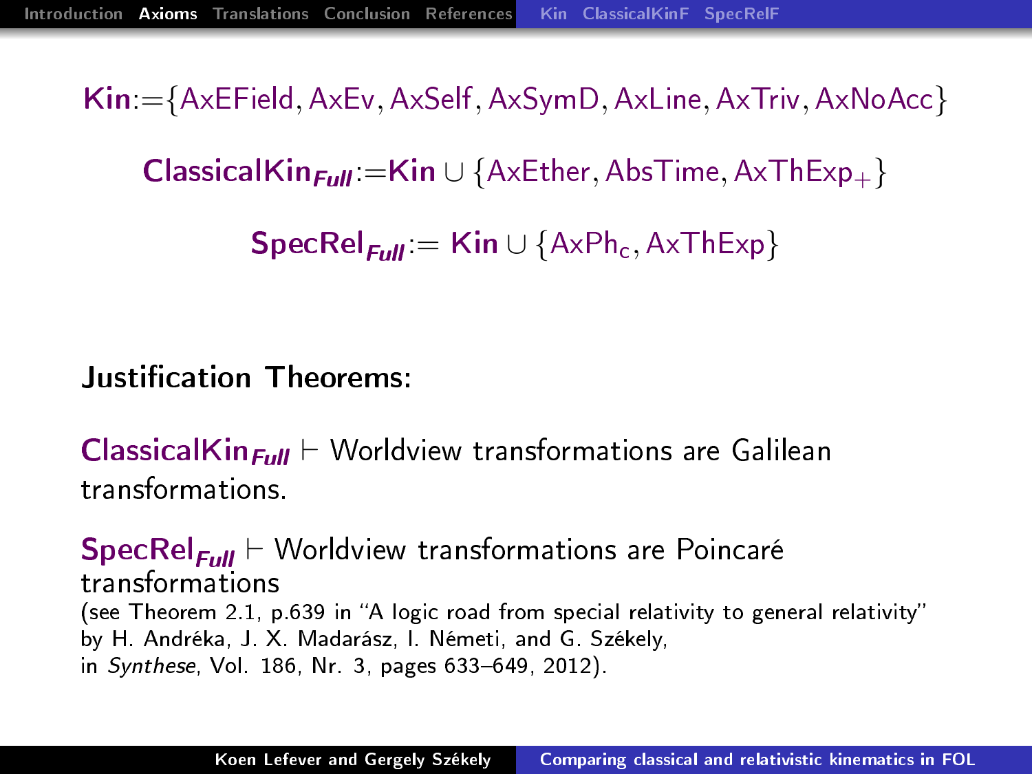**Kin**:={AxEField, AxEv, AxSelf, AxSymD, AxLine, AxTriv, AxNoAcc}

$\textbf{ClassicalKin}_{\textbf{\textit{Full}}}$:=**Kin** ∪ {AxEther, AbsTime, $\mathrm{AxThExp}_{+}$}

$\textbf{SpecRel}_{\textbf{\textit{Full}}}$:= **Kin** ∪ {$\mathrm{AxPh}_{c}$, AxThExp}

**Justification Theorems:**

$\textbf{ClassicalKin}_{\textbf{\textit{Full}}} \vdash$ Worldview transformations are Galilean transformations.

$\textbf{SpecRel}_{\textbf{\textit{Full}}} \vdash$ Worldview transformations are Poincaré transformations
(see Theorem 2.1, p.639 in "A logic road from special relativity to general relativity" by H. Andréka, J. X. Madarász, I. Németi, and G. Székely, in *Synthese*, Vol. 186, Nr. 3, pages 633–649, 2012).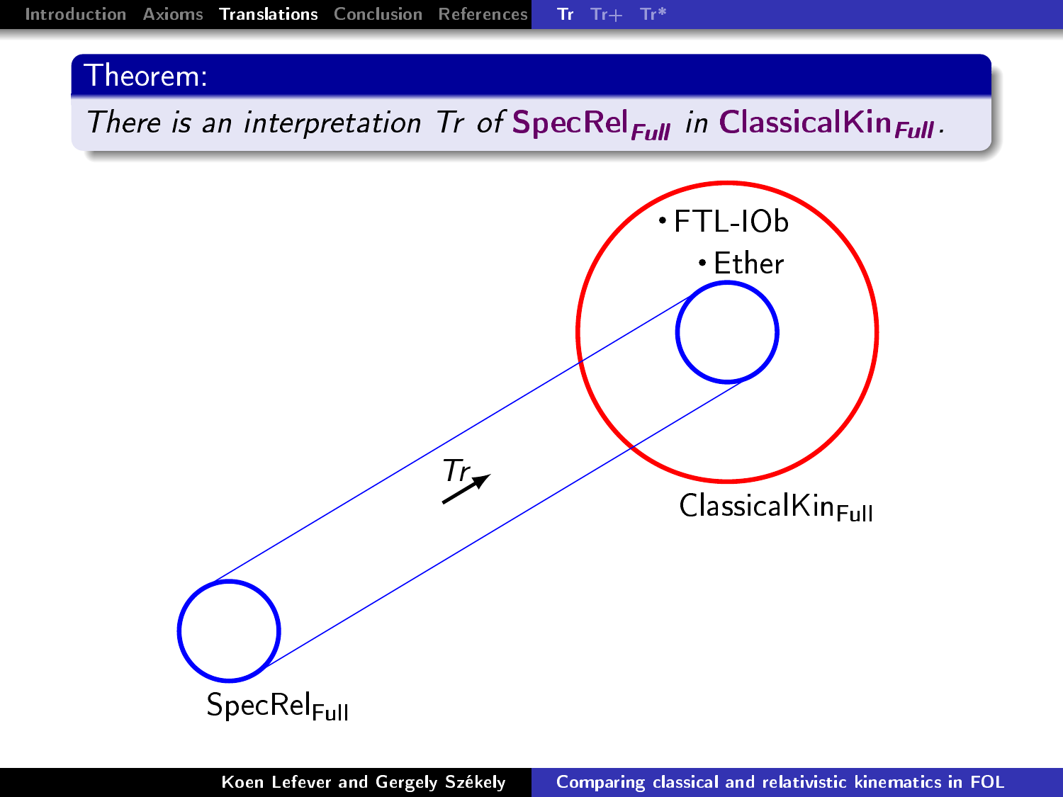**Theorem:**

*There is an interpretation Tr of* **SpecRel**$_{\textit{Full}}$ *in* **ClassicalKin**$_{\textit{Full}}$*.*

• FTL-IOb

• Ether

*Tr*

ClassicalKin$_{\text{Full}}$

SpecRel$_{\text{Full}}$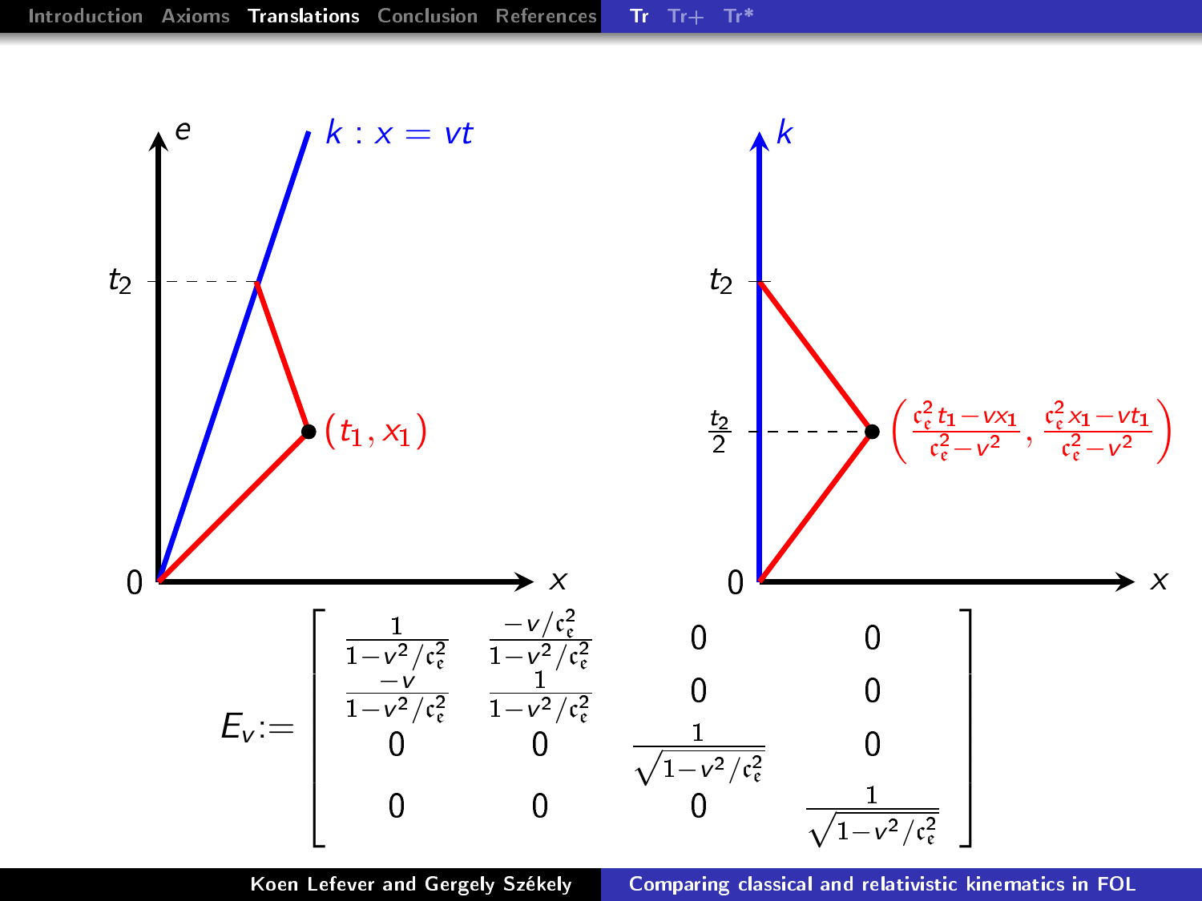$e$

$k : x = vt$

$t_2$

$(t_1, x_1)$

$0$ $x$

$k$

$t_2$

$\frac{t_2}{2}$

$\left(\frac{\mathfrak{c}_\mathfrak{e}^2 t_1 - v x_1}{\mathfrak{c}_\mathfrak{e}^2 - v^2}, \frac{\mathfrak{c}_\mathfrak{e}^2 x_1 - v t_1}{\mathfrak{c}_\mathfrak{e}^2 - v^2}\right)$

$0$ $x$

$$E_v := \begin{bmatrix} \frac{1}{1 - v^2/\mathfrak{c}_\mathfrak{e}^2} & \frac{-v/\mathfrak{c}_\mathfrak{e}^2}{1 - v^2/\mathfrak{c}_\mathfrak{e}^2} & 0 & 0 \\ \frac{-v}{1 - v^2/\mathfrak{c}_\mathfrak{e}^2} & \frac{1}{1 - v^2/\mathfrak{c}_\mathfrak{e}^2} & 0 & 0 \\ 0 & 0 & \frac{1}{\sqrt{1 - v^2/\mathfrak{c}_\mathfrak{e}^2}} & 0 \\ 0 & 0 & 0 & \frac{1}{\sqrt{1 - v^2/\mathfrak{c}_\mathfrak{e}^2}} \end{bmatrix}$$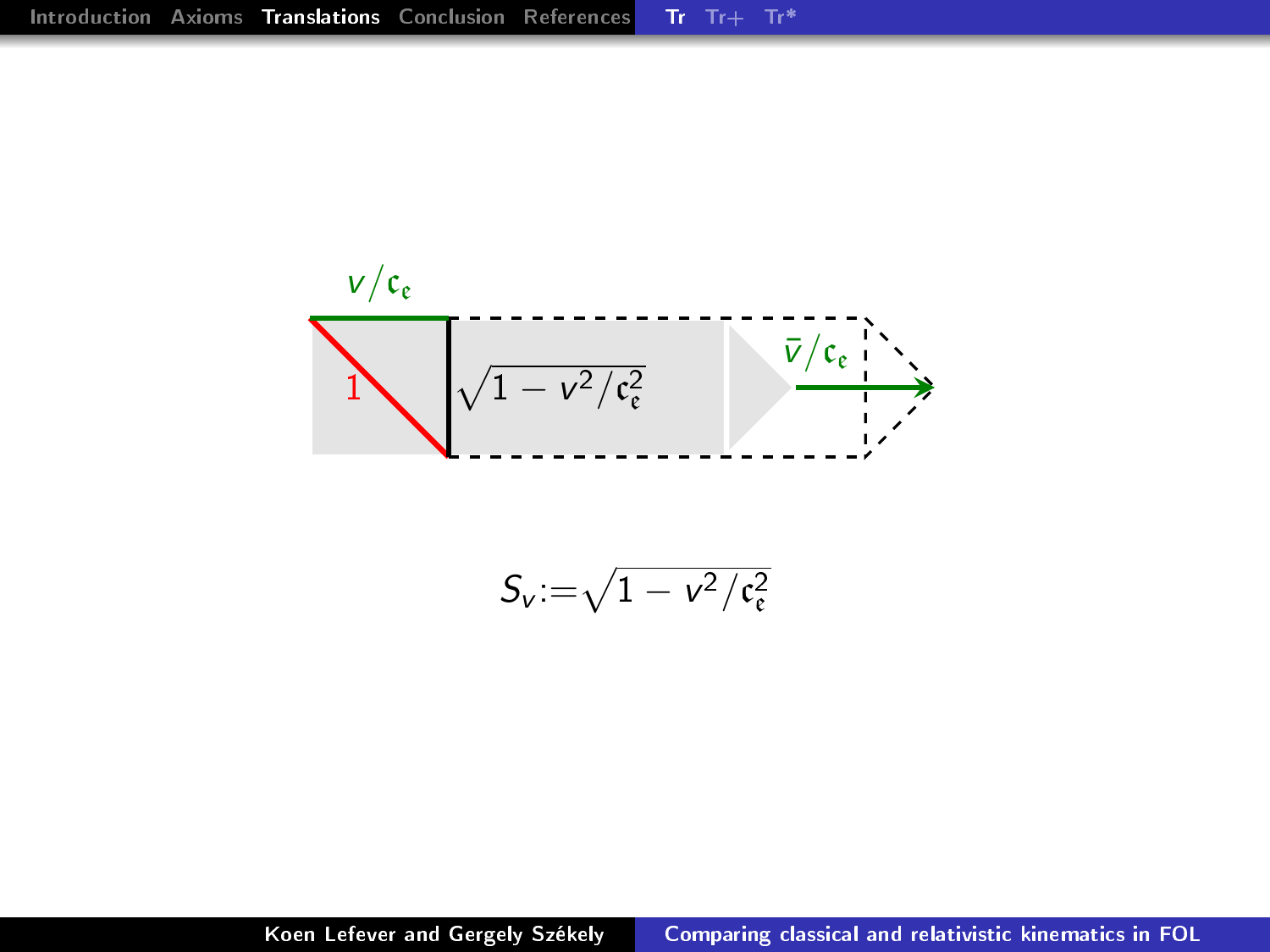$v/\mathfrak{c}_\mathfrak{e}$

$1$

$\sqrt{1 - v^2/\mathfrak{c}_\mathfrak{e}^2}$

$\bar{v}/\mathfrak{c}_\mathfrak{e}$

$$S_v := \sqrt{1 - v^2/\mathfrak{c}_\mathfrak{e}^2}$$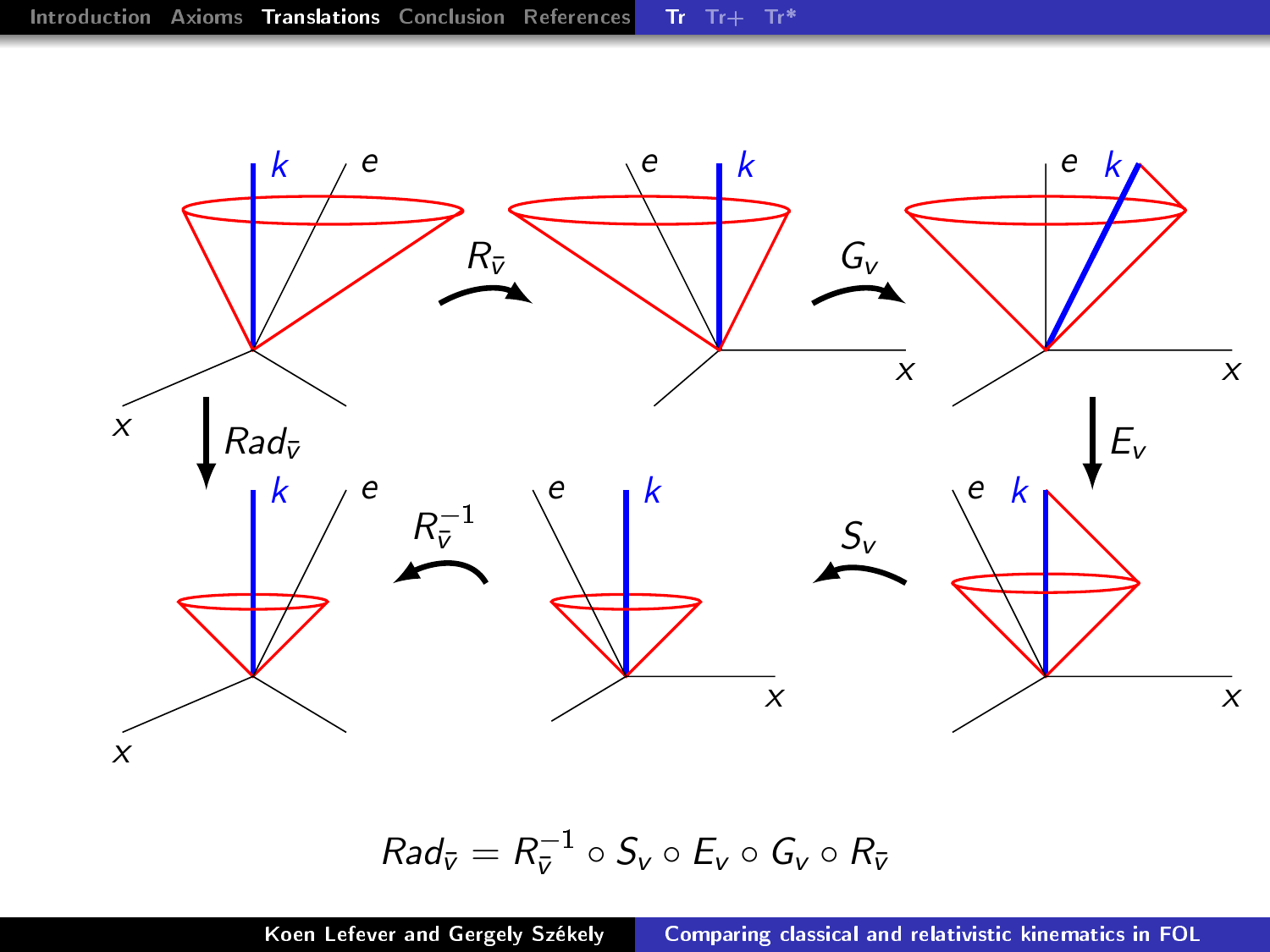$$Rad_{\bar{v}} = R_{\bar{v}}^{-1} \circ S_v \circ E_v \circ G_v \circ R_{\bar{v}}$$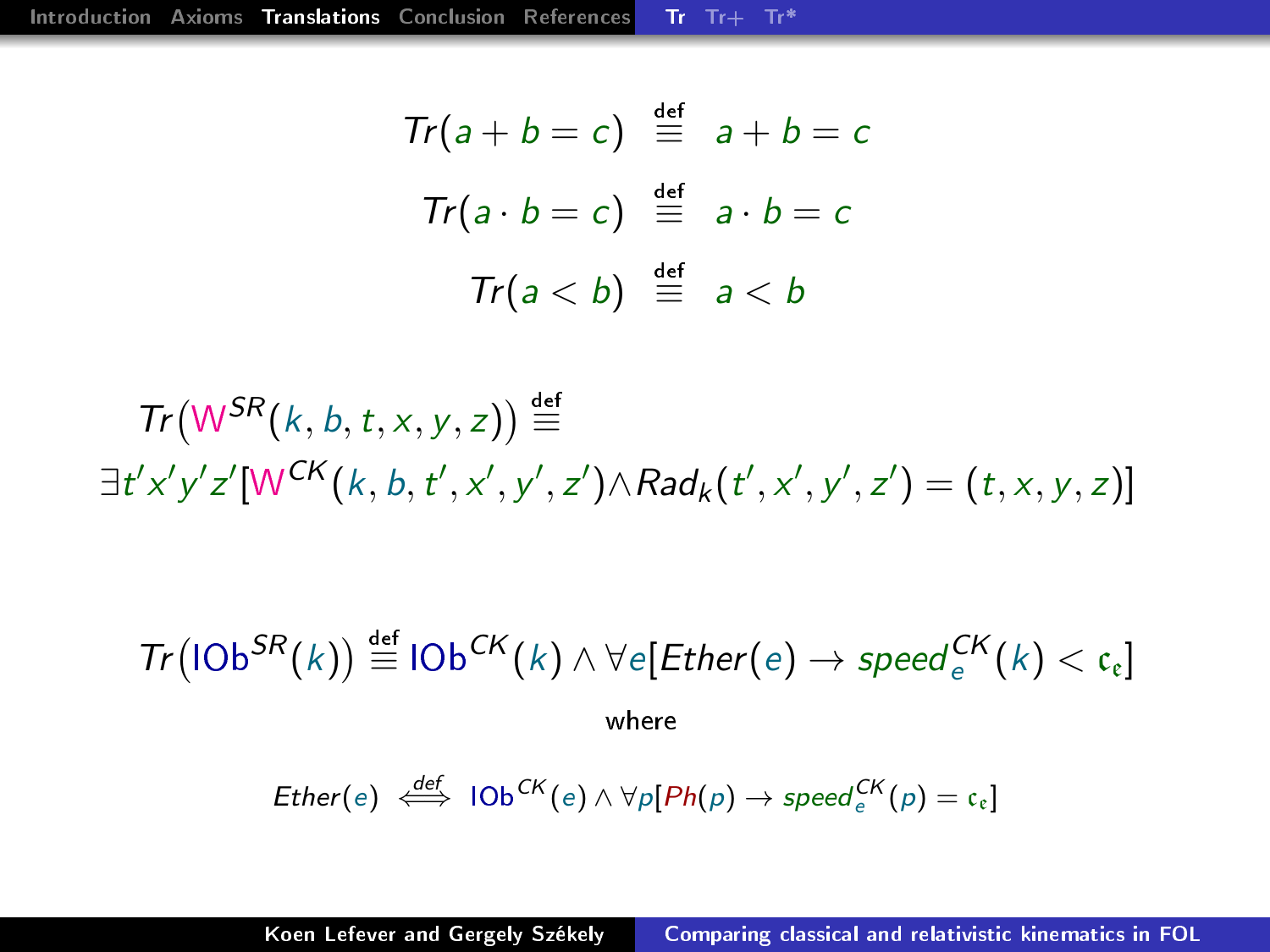$$Tr(a + b = c) \stackrel{\text{def}}{\equiv} a + b = c$$

$$Tr(a \cdot b = c) \stackrel{\text{def}}{\equiv} a \cdot b = c$$

$$Tr(a < b) \stackrel{\text{def}}{\equiv} a < b$$

$$Tr\big(\mathsf{W}^{SR}(k, b, t, x, y, z)\big) \stackrel{\text{def}}{\equiv}$$
$$\exists t'x'y'z'[\mathsf{W}^{CK}(k, b, t', x', y', z') \wedge Rad_k(t', x', y', z') = (t, x, y, z)]$$

$$Tr\big(\mathsf{IOb}^{SR}(k)\big) \stackrel{\text{def}}{\equiv} \mathsf{IOb}^{CK}(k) \wedge \forall e[Ether(e) \rightarrow speed_e^{CK}(k) < \mathfrak{c}_{\mathfrak{e}}]$$

where

$$Ether(e) \stackrel{def}{\Longleftrightarrow} \mathsf{IOb}^{CK}(e) \wedge \forall p[Ph(p) \rightarrow speed_e^{CK}(p) = \mathfrak{c}_{\mathfrak{e}}]$$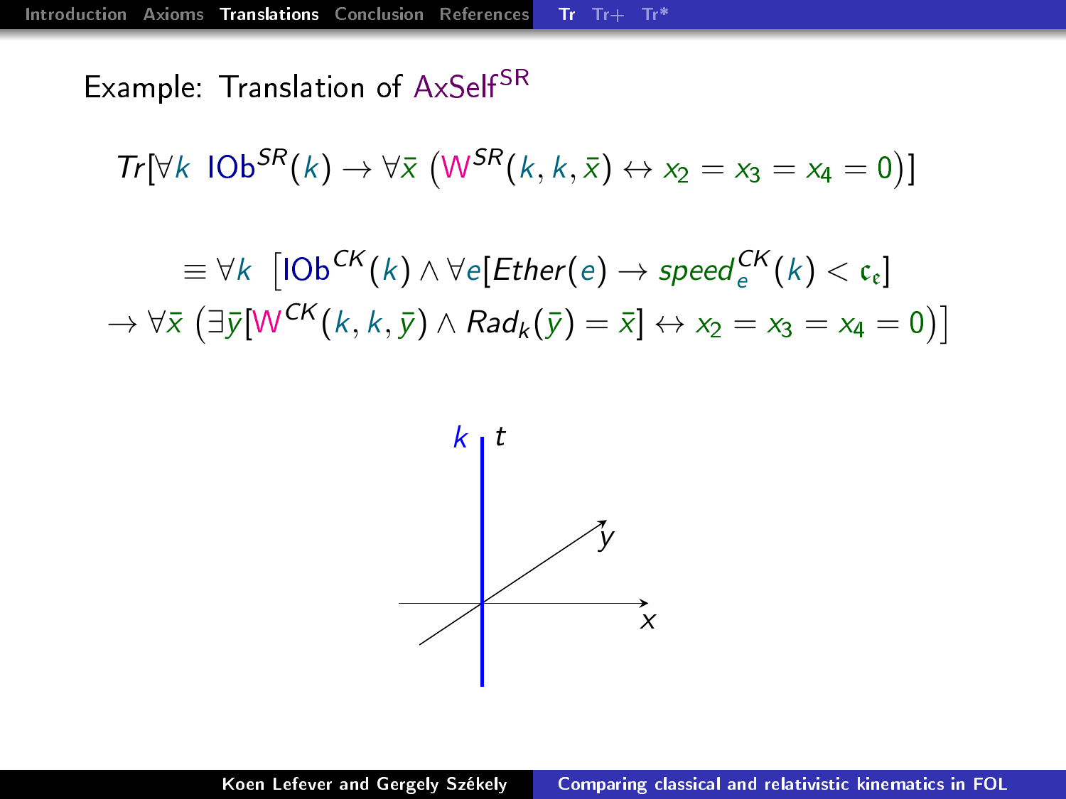## Example: Translation of AxSelf$^{SR}$

$$Tr[\forall k \;\; \mathsf{IOb}^{SR}(k) \rightarrow \forall \bar{x} \left( \mathsf{W}^{SR}(k,k,\bar{x}) \leftrightarrow x_2 = x_3 = x_4 = 0 \right)]$$

$$\equiv \forall k \;\; \big[ \mathsf{IOb}^{CK}(k) \wedge \forall e[Ether(e) \rightarrow speed_e^{CK}(k) < \mathfrak{c}_{\mathfrak{e}}]$$
$$\rightarrow \forall \bar{x} \left( \exists \bar{y}[\mathsf{W}^{CK}(k,k,\bar{y}) \wedge Rad_k(\bar{y}) = \bar{x}] \leftrightarrow x_2 = x_3 = x_4 = 0 \right) \big]$$

$k$ $t$ $y$ $x$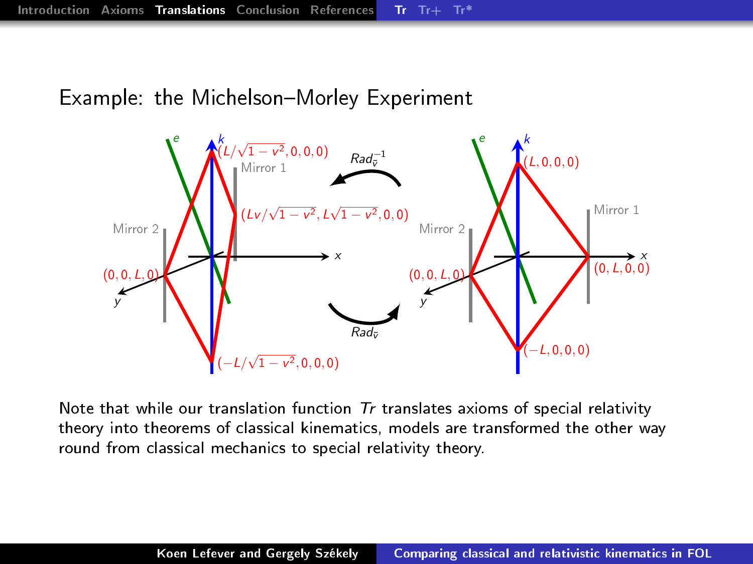## Example: the Michelson–Morley Experiment

Note that while our translation function $Tr$ translates axioms of special relativity theory into theorems of classical kinematics, models are transformed the other way round from classical mechanics to special relativity theory.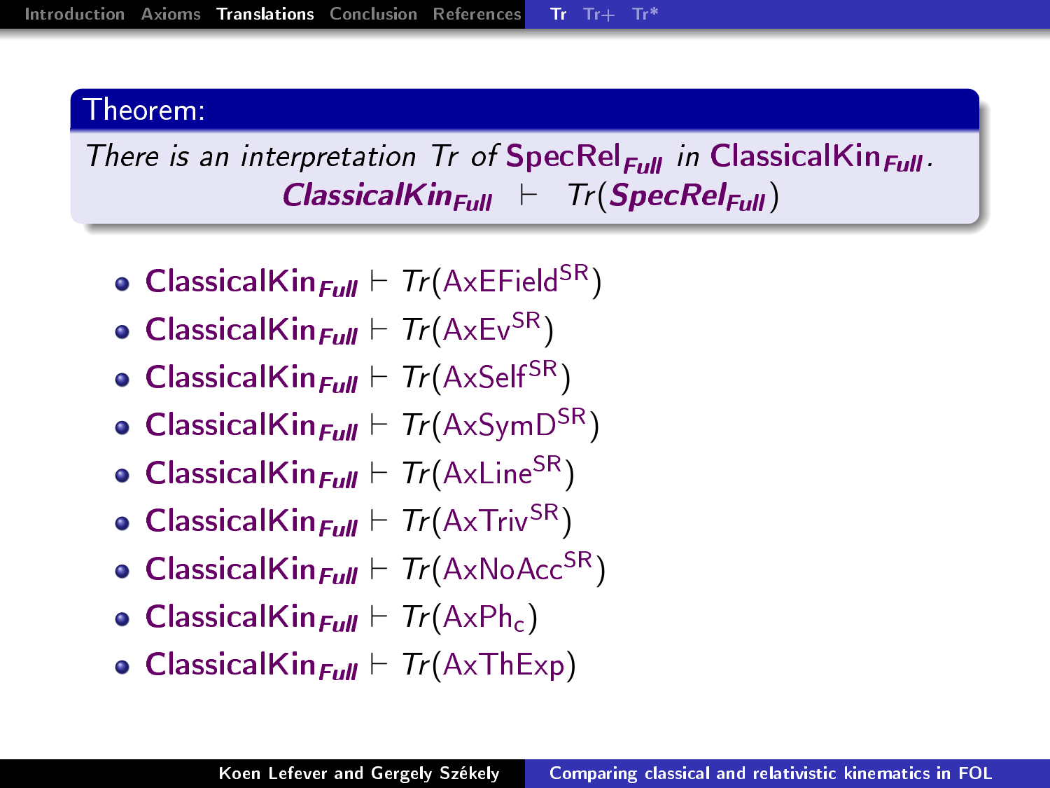**Theorem:**

*There is an interpretation Tr of* $\mathsf{SpecRel}_{Full}$ *in* $\mathsf{ClassicalKin}_{Full}$*.*

$$\mathsf{ClassicalKin}_{Full} \vdash Tr(\mathsf{SpecRel}_{Full})$$

- $\mathsf{ClassicalKin}_{Full} \vdash Tr(\mathsf{AxEField}^{SR})$
- $\mathsf{ClassicalKin}_{Full} \vdash Tr(\mathsf{AxEv}^{SR})$
- $\mathsf{ClassicalKin}_{Full} \vdash Tr(\mathsf{AxSelf}^{SR})$
- $\mathsf{ClassicalKin}_{Full} \vdash Tr(\mathsf{AxSymD}^{SR})$
- $\mathsf{ClassicalKin}_{Full} \vdash Tr(\mathsf{AxLine}^{SR})$
- $\mathsf{ClassicalKin}_{Full} \vdash Tr(\mathsf{AxTriv}^{SR})$
- $\mathsf{ClassicalKin}_{Full} \vdash Tr(\mathsf{AxNoAcc}^{SR})$
- $\mathsf{ClassicalKin}_{Full} \vdash Tr(\mathsf{AxPh}_c)$
- $\mathsf{ClassicalKin}_{Full} \vdash Tr(\mathsf{AxThExp})$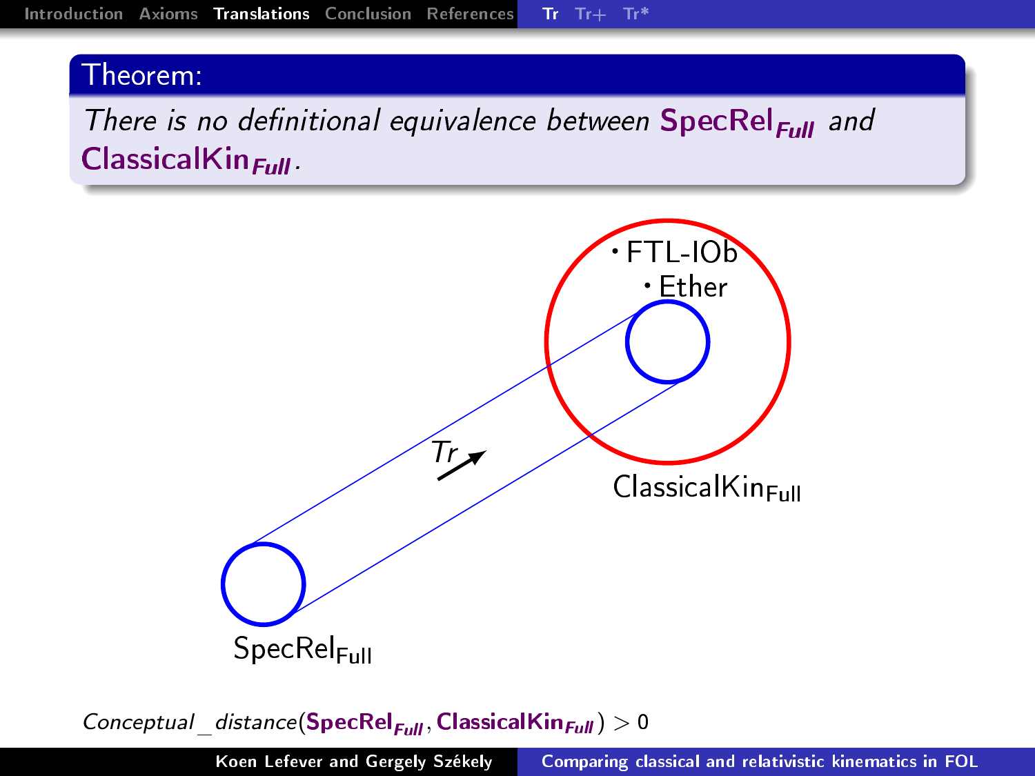**Theorem:**

*There is no definitional equivalence between* **SpecRel$_{Full}$** *and* **ClassicalKin$_{Full}$**.

FTL-IOb

Ether

*Tr*

ClassicalKin$_{Full}$

SpecRel$_{Full}$

*Conceptual_distance*(**SpecRel$_{Full}$**, **ClassicalKin$_{Full}$**) $> 0$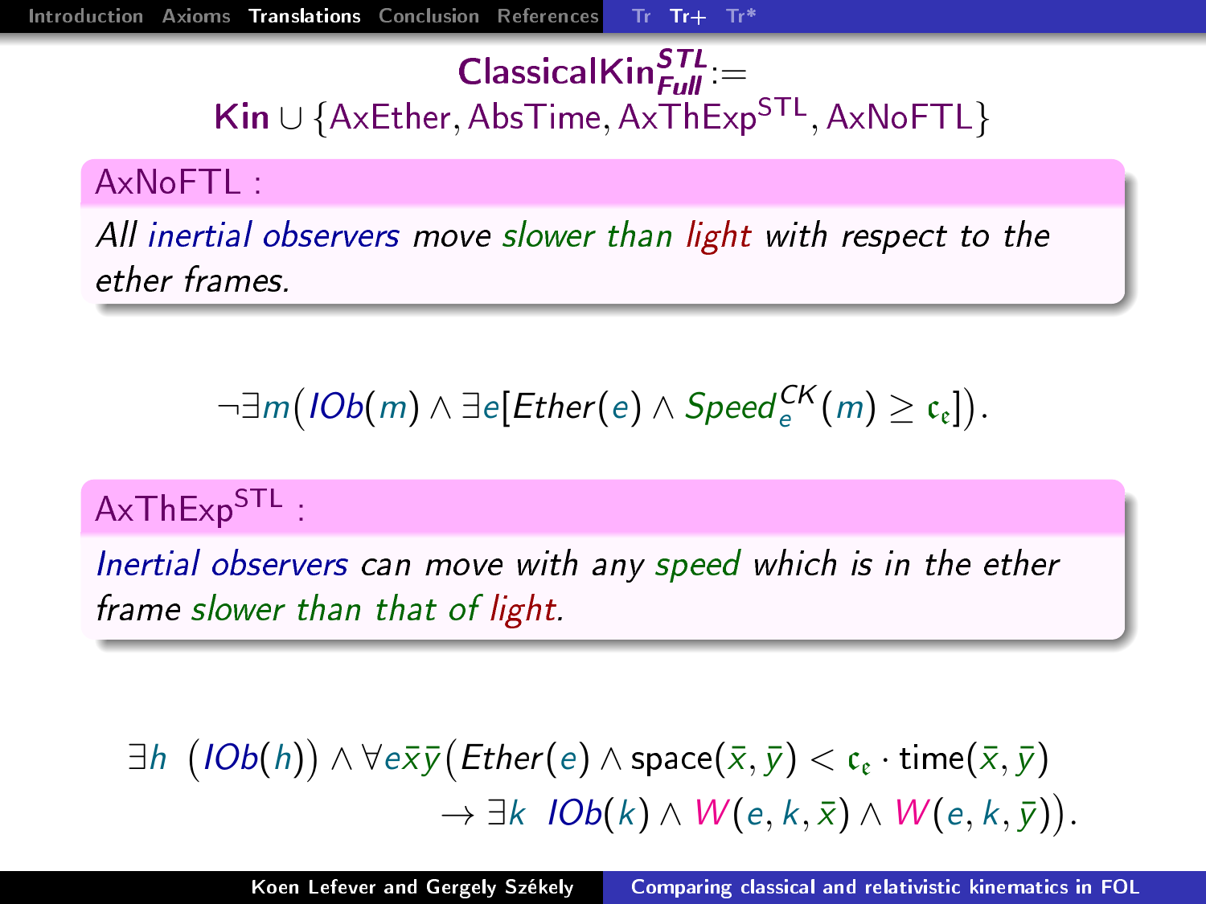## $\mathsf{ClassicalKin}^{STL}_{Full} :=$ $\mathsf{Kin} \cup \{\mathsf{AxEther}, \mathsf{AbsTime}, \mathsf{AxThExp}^{\mathsf{STL}}, \mathsf{AxNoFTL}\}$

**AxNoFTL :**

*All inertial observers move slower than light with respect to the ether frames.*

$$\neg\exists m\big(IOb(m) \land \exists e[Ether(e) \land Speed^{CK}_{e}(m) \geq \mathfrak{c}_{\mathfrak{e}}]\big).$$

**$\mathsf{AxThExp}^{\mathsf{STL}}$ :**

*Inertial observers can move with any speed which is in the ether frame slower than that of light.*

$$\exists h \ \big(IOb(h)\big) \land \forall e\bar{x}\bar{y}\big(Ether(e) \land \mathrm{space}(\bar{x},\bar{y}) < \mathfrak{c}_{\mathfrak{e}} \cdot \mathrm{time}(\bar{x},\bar{y}) \rightarrow \exists k \ \ IOb(k) \land W(e,k,\bar{x}) \land W(e,k,\bar{y})\big).$$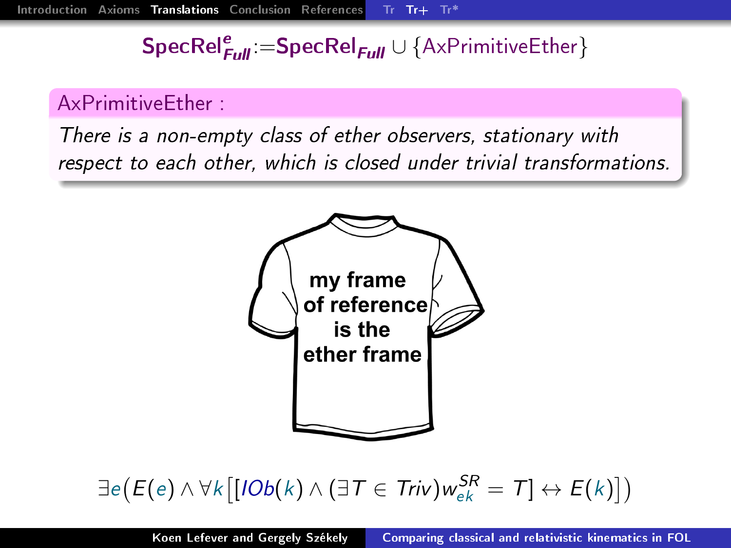## $\mathsf{SpecRel}^{e}_{Full} := \mathsf{SpecRel}_{Full} \cup \{\mathsf{AxPrimitiveEther}\}$

**AxPrimitiveEther :**

*There is a non-empty class of ether observers, stationary with respect to each other, which is closed under trivial transformations.*

my frame of reference is the ether frame

$$\exists e\Big(E(e) \wedge \forall k\big[[IOb(k) \wedge (\exists T \in Triv) w^{SR}_{ek} = T] \leftrightarrow E(k)\big]\Big)$$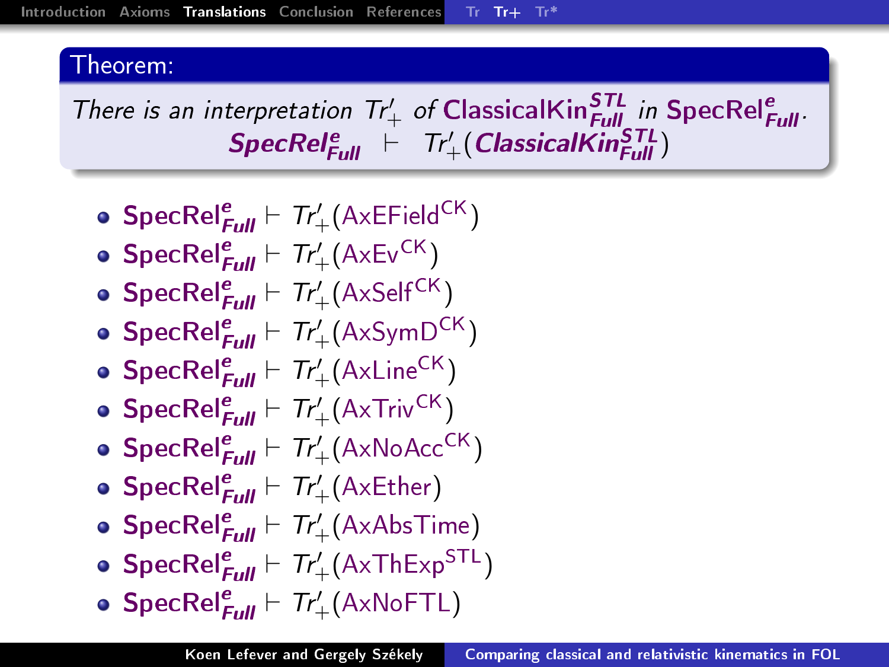**Theorem:**

*There is an interpretation $Tr'_+$ of $\mathsf{ClassicalKin}^{STL}_{Full}$ in $\mathsf{SpecRel}^{e}_{Full}$.*

$$\mathsf{SpecRel}^{e}_{Full} \vdash Tr'_+(\mathsf{ClassicalKin}^{STL}_{Full})$$

- $\mathsf{SpecRel}^{e}_{Full} \vdash Tr'_+(\mathsf{AxEField}^{CK})$
- $\mathsf{SpecRel}^{e}_{Full} \vdash Tr'_+(\mathsf{AxEv}^{CK})$
- $\mathsf{SpecRel}^{e}_{Full} \vdash Tr'_+(\mathsf{AxSelf}^{CK})$
- $\mathsf{SpecRel}^{e}_{Full} \vdash Tr'_+(\mathsf{AxSymD}^{CK})$
- $\mathsf{SpecRel}^{e}_{Full} \vdash Tr'_+(\mathsf{AxLine}^{CK})$
- $\mathsf{SpecRel}^{e}_{Full} \vdash Tr'_+(\mathsf{AxTriv}^{CK})$
- $\mathsf{SpecRel}^{e}_{Full} \vdash Tr'_+(\mathsf{AxNoAcc}^{CK})$
- $\mathsf{SpecRel}^{e}_{Full} \vdash Tr'_+(\mathsf{AxEther})$
- $\mathsf{SpecRel}^{e}_{Full} \vdash Tr'_+(\mathsf{AxAbsTime})$
- $\mathsf{SpecRel}^{e}_{Full} \vdash Tr'_+(\mathsf{AxThExp}^{STL})$
- $\mathsf{SpecRel}^{e}_{Full} \vdash Tr'_+(\mathsf{AxNoFTL})$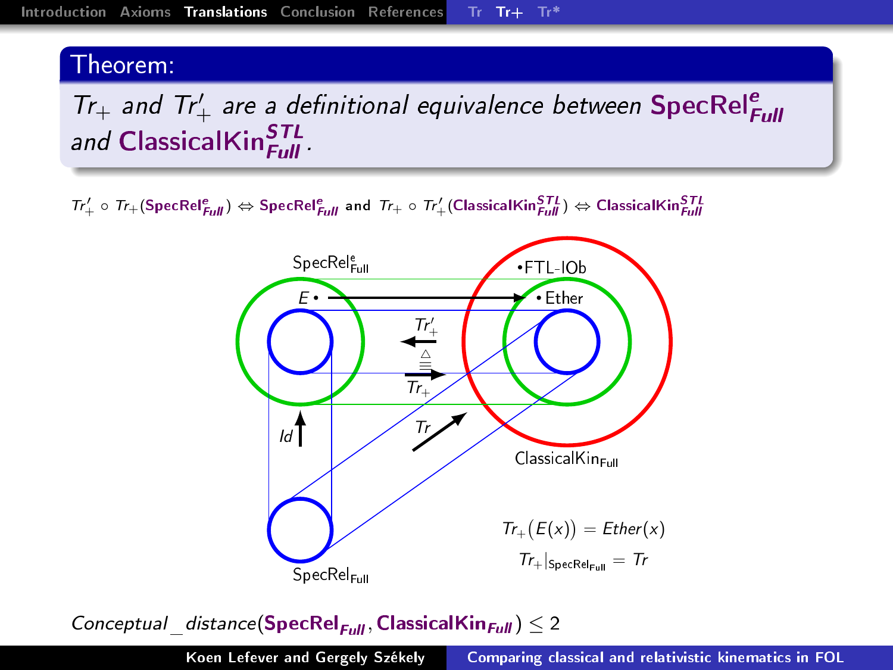**Theorem:**

*$Tr_+$ and $Tr'_+$ are a definitional equivalence between* **$\mathsf{SpecRel}^{e}_{Full}$** *and* **$\mathsf{ClassicalKin}^{STL}_{Full}$**.

$Tr'_+ \circ Tr_+(\mathsf{SpecRel}^{e}_{Full}) \Leftrightarrow \mathsf{SpecRel}^{e}_{Full}$ and $Tr_+ \circ Tr'_+(\mathsf{ClassicalKin}^{STL}_{Full}) \Leftrightarrow \mathsf{ClassicalKin}^{STL}_{Full}$

SpecRel$^{e}_{Full}$ • $E$ • FTL-IOb • Ether $Tr'_+$ $\triangleq$ $Tr_+$ $Tr$ $Id$ ClassicalKin$_{Full}$ SpecRel$_{Full}$

$Tr_+(E(x)) = Ether(x)$

$Tr_+|_{\mathsf{SpecRel}_{Full}} = Tr$

$Conceptual\_distance(\mathsf{SpecRel}_{Full}, \mathsf{ClassicalKin}_{Full}) \leq 2$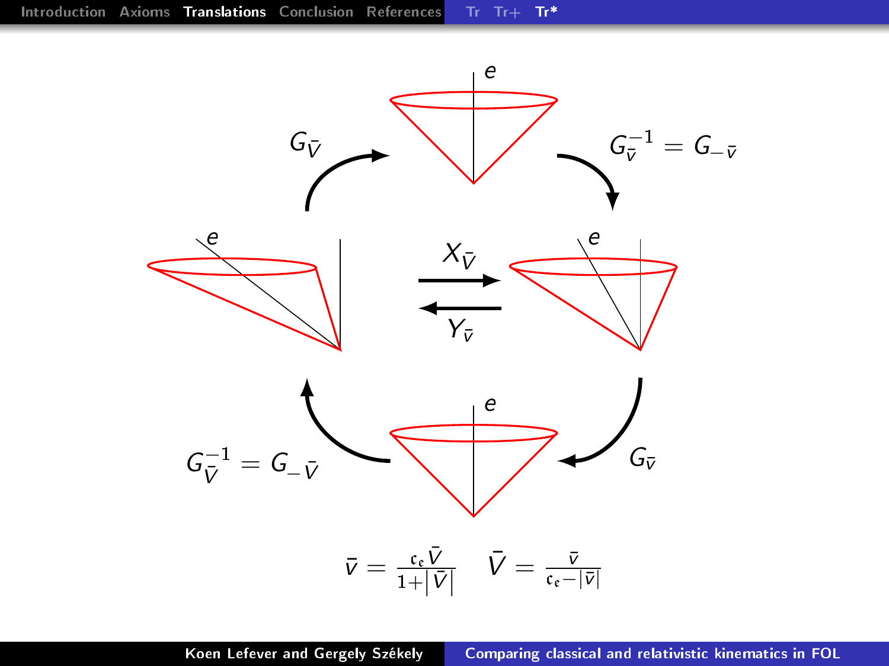$G_{\bar{V}}$

$G_{\bar{v}}^{-1} = G_{-\bar{v}}$

$e$

$X_{\bar{V}}$

$Y_{\bar{v}}$

$G_{\bar{V}}^{-1} = G_{-\bar{V}}$

$G_{\bar{v}}$

$$\bar{v} = \frac{\mathfrak{c}_\mathfrak{e} \bar{V}}{1 + |\bar{V}|} \qquad \bar{V} = \frac{\bar{v}}{\mathfrak{c}_\mathfrak{e} - |\bar{v}|}$$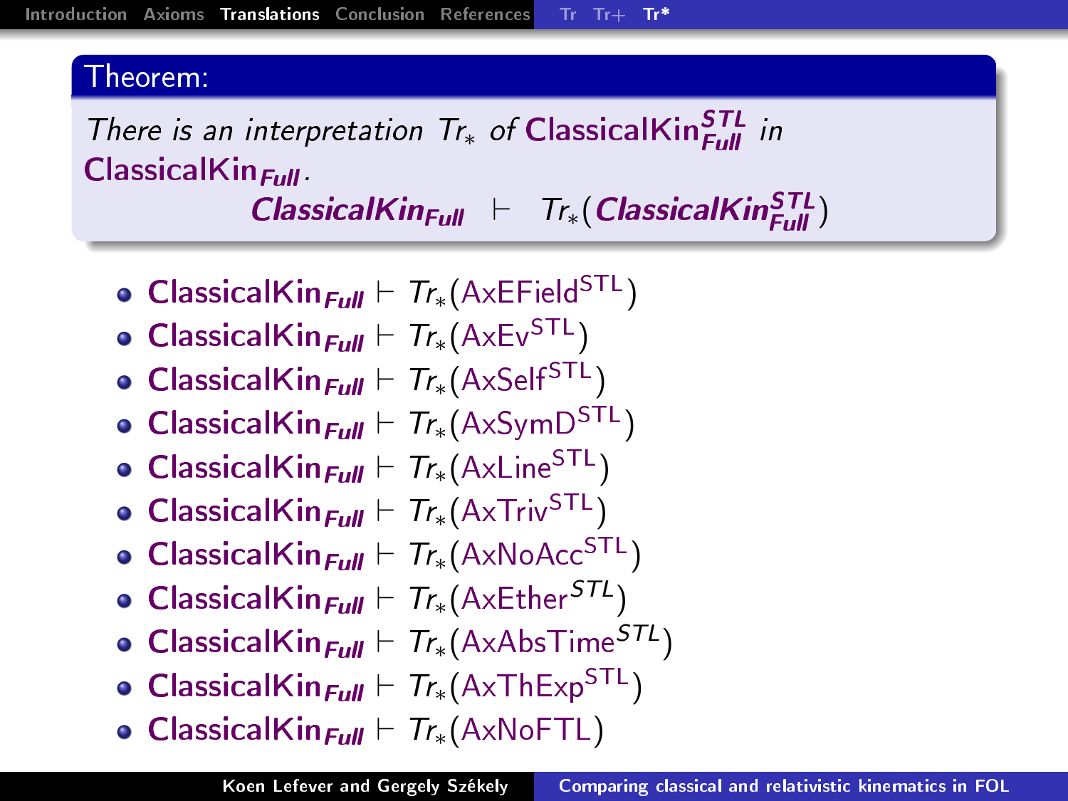**Theorem:**

*There is an interpretation $Tr_*$ of* $\mathsf{ClassicalKin}^{STL}_{Full}$ *in* $\mathsf{ClassicalKin}_{Full}$.

$$\mathsf{ClassicalKin}_{Full} \vdash Tr_*(\mathsf{ClassicalKin}^{STL}_{Full})$$

- $\mathsf{ClassicalKin}_{Full} \vdash Tr_*(\mathsf{AxEField}^{\mathsf{STL}})$
- $\mathsf{ClassicalKin}_{Full} \vdash Tr_*(\mathsf{AxEv}^{\mathsf{STL}})$
- $\mathsf{ClassicalKin}_{Full} \vdash Tr_*(\mathsf{AxSelf}^{\mathsf{STL}})$
- $\mathsf{ClassicalKin}_{Full} \vdash Tr_*(\mathsf{AxSymD}^{\mathsf{STL}})$
- $\mathsf{ClassicalKin}_{Full} \vdash Tr_*(\mathsf{AxLine}^{\mathsf{STL}})$
- $\mathsf{ClassicalKin}_{Full} \vdash Tr_*(\mathsf{AxTriv}^{\mathsf{STL}})$
- $\mathsf{ClassicalKin}_{Full} \vdash Tr_*(\mathsf{AxNoAcc}^{\mathsf{STL}})$
- $\mathsf{ClassicalKin}_{Full} \vdash Tr_*(\mathsf{AxEther}^{STL})$
- $\mathsf{ClassicalKin}_{Full} \vdash Tr_*(\mathsf{AxAbsTime}^{STL})$
- $\mathsf{ClassicalKin}_{Full} \vdash Tr_*(\mathsf{AxThExp}^{\mathsf{STL}})$
- $\mathsf{ClassicalKin}_{Full} \vdash Tr_*(\mathsf{AxNoFTL})$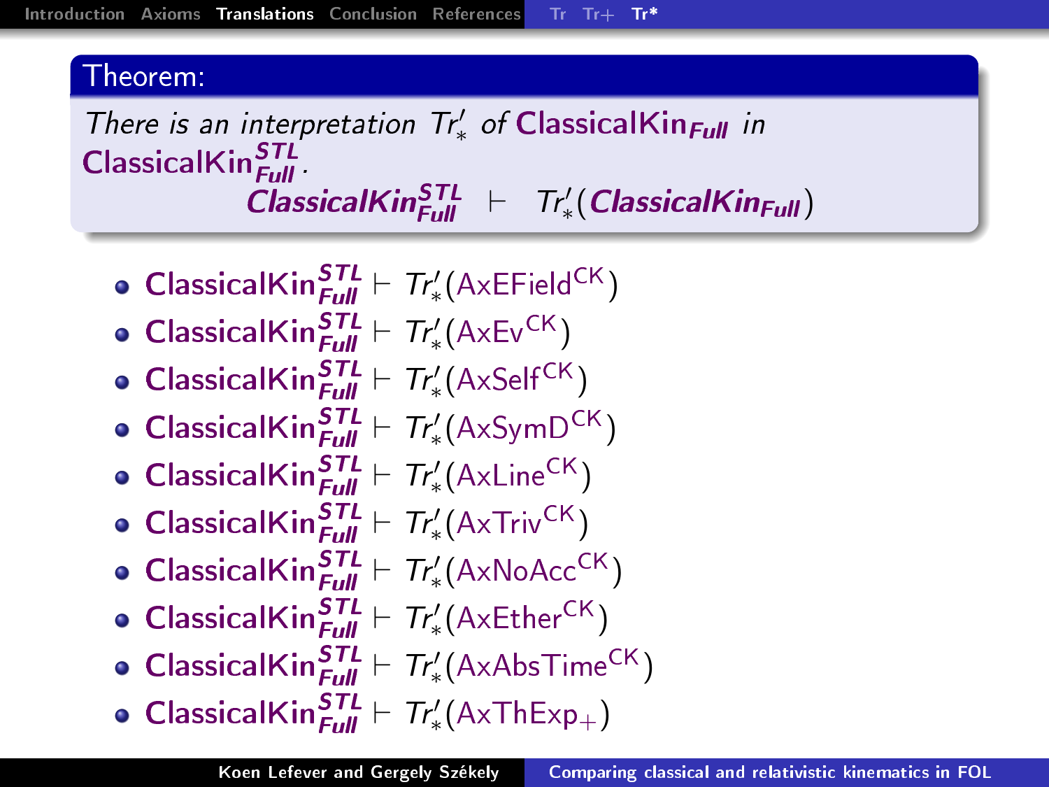**Theorem:**

*There is an interpretation* $Tr'_*$ *of* **ClassicalKin**$_{\mathit{Full}}$ *in* **ClassicalKin**$^{\mathit{STL}}_{\mathit{Full}}$.

$$\mathbf{ClassicalKin}^{STL}_{Full} \vdash Tr'_*(\mathbf{ClassicalKin}_{Full})$$

- $\mathsf{ClassicalKin}^{STL}_{Full} \vdash Tr'_*(\mathsf{AxEField}^{\mathsf{CK}})$
- $\mathsf{ClassicalKin}^{STL}_{Full} \vdash Tr'_*(\mathsf{AxEv}^{\mathsf{CK}})$
- $\mathsf{ClassicalKin}^{STL}_{Full} \vdash Tr'_*(\mathsf{AxSelf}^{\mathsf{CK}})$
- $\mathsf{ClassicalKin}^{STL}_{Full} \vdash Tr'_*(\mathsf{AxSymD}^{\mathsf{CK}})$
- $\mathsf{ClassicalKin}^{STL}_{Full} \vdash Tr'_*(\mathsf{AxLine}^{\mathsf{CK}})$
- $\mathsf{ClassicalKin}^{STL}_{Full} \vdash Tr'_*(\mathsf{AxTriv}^{\mathsf{CK}})$
- $\mathsf{ClassicalKin}^{STL}_{Full} \vdash Tr'_*(\mathsf{AxNoAcc}^{\mathsf{CK}})$
- $\mathsf{ClassicalKin}^{STL}_{Full} \vdash Tr'_*(\mathsf{AxEther}^{\mathsf{CK}})$
- $\mathsf{ClassicalKin}^{STL}_{Full} \vdash Tr'_*(\mathsf{AxAbsTime}^{\mathsf{CK}})$
- $\mathsf{ClassicalKin}^{STL}_{Full} \vdash Tr'_*(\mathsf{AxThExp}_{+})$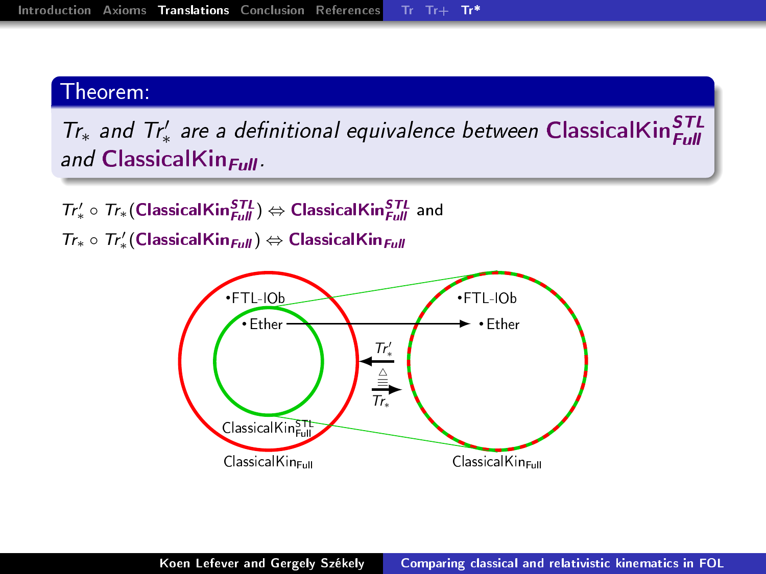**Theorem:**

*$Tr_*$ and $Tr'_*$ are a definitional equivalence between* **$\text{ClassicalKin}^{STL}_{Full}$** *and* **$\text{ClassicalKin}_{Full}$**.

$Tr'_* \circ Tr_*(\text{ClassicalKin}^{STL}_{Full}) \Leftrightarrow \text{ClassicalKin}^{STL}_{Full}$ and

$Tr_* \circ Tr'_*(\text{ClassicalKin}_{Full}) \Leftrightarrow \text{ClassicalKin}_{Full}$

•FTL-IOb

•Ether

$Tr'_*$

$\stackrel{\triangle}{\equiv}$

$Tr_*$

•FTL-IOb

•Ether

$\text{ClassicalKin}^{STL}_{Full}$

$\text{ClassicalKin}_{Full}$

$\text{ClassicalKin}_{Full}$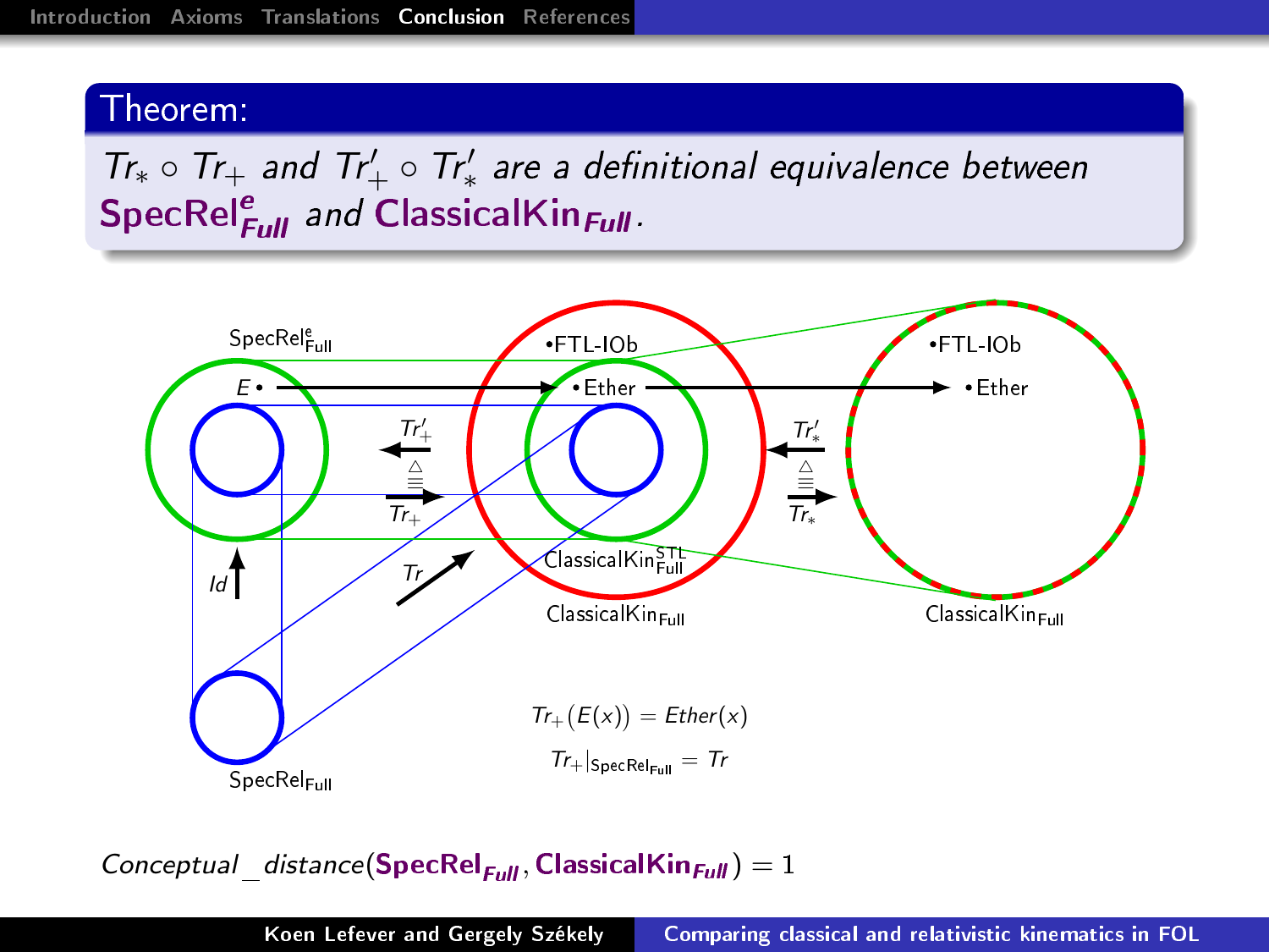**Theorem:**

*$Tr_* \circ Tr_+$ and $Tr'_+ \circ Tr'_*$ are a definitional equivalence between* $\mathbf{SpecRel}^{e}_{Full}$ *and* $\mathbf{ClassicalKin}_{Full}$*.*

$\mathrm{SpecRel}^{e}_{\mathrm{Full}}$

$E \bullet$

$\bullet$FTL-IOb

$\bullet$ Ether

$\bullet$FTL-IOb

$\bullet$Ether

$Tr'_+$

$\stackrel{\triangle}{\equiv}$

$Tr_+$

$Tr'_*$

$\stackrel{\triangle}{\equiv}$

$Tr_*$

$Id$

$Tr$

$\mathrm{ClassicalKin}^{\mathrm{STL}}_{\mathrm{Full}}$

$\mathrm{ClassicalKin}_{\mathrm{Full}}$

$\mathrm{ClassicalKin}_{\mathrm{Full}}$

$\mathrm{SpecRel}_{\mathrm{Full}}$

$$Tr_+(E(x)) = Ether(x)$$

$$Tr_+|_{\mathrm{SpecRel}_{\mathrm{Full}}} = Tr$$

$Conceptual\_distance(\mathbf{SpecRel}_{Full}, \mathbf{ClassicalKin}_{Full}) = 1$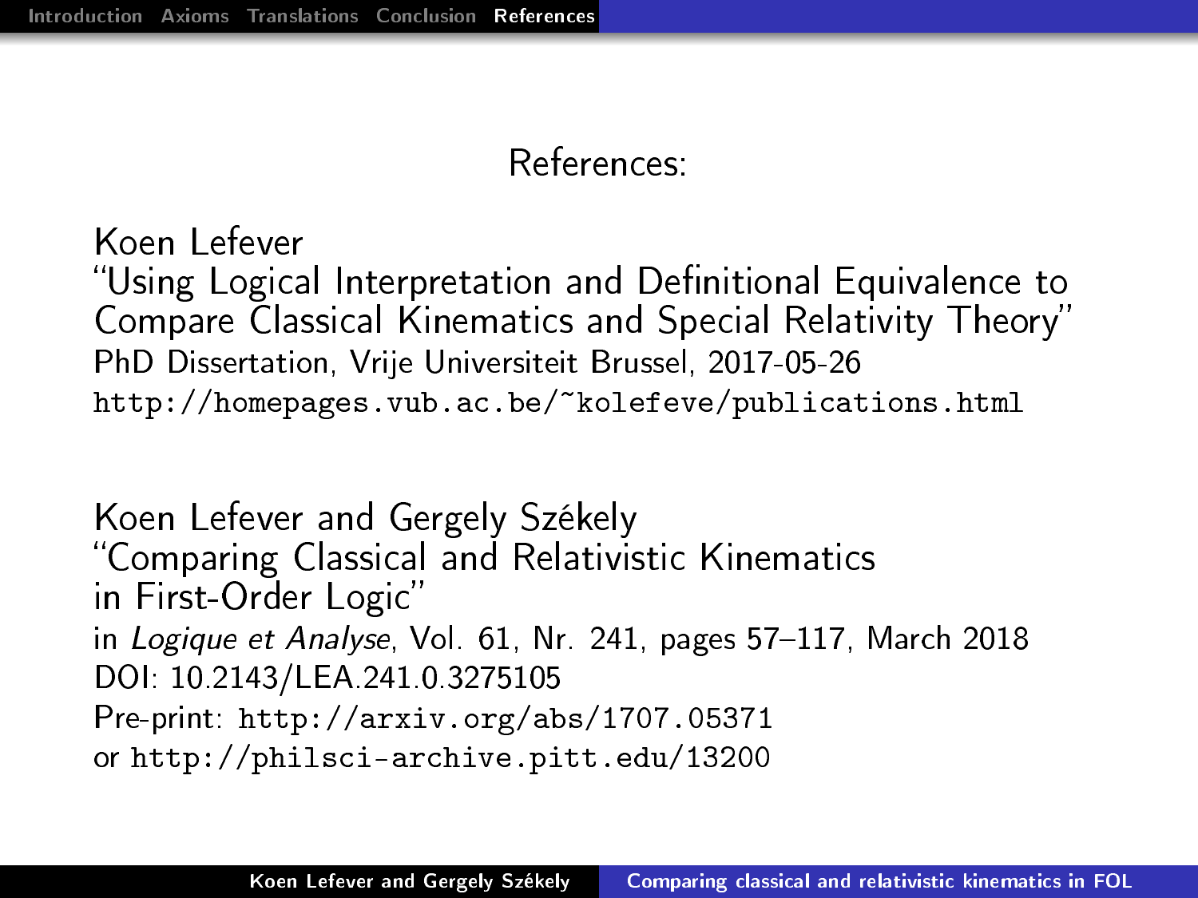## References:

Koen Lefever
"Using Logical Interpretation and Definitional Equivalence to Compare Classical Kinematics and Special Relativity Theory"
PhD Dissertation, Vrije Universiteit Brussel, 2017-05-26
http://homepages.vub.ac.be/~kolefeve/publications.html

Koen Lefever and Gergely Székely
"Comparing Classical and Relativistic Kinematics in First-Order Logic"
in *Logique et Analyse*, Vol. 61, Nr. 241, pages 57–117, March 2018
DOI: 10.2143/LEA.241.0.3275105
Pre-print: http://arxiv.org/abs/1707.05371
or http://philsci-archive.pitt.edu/13200